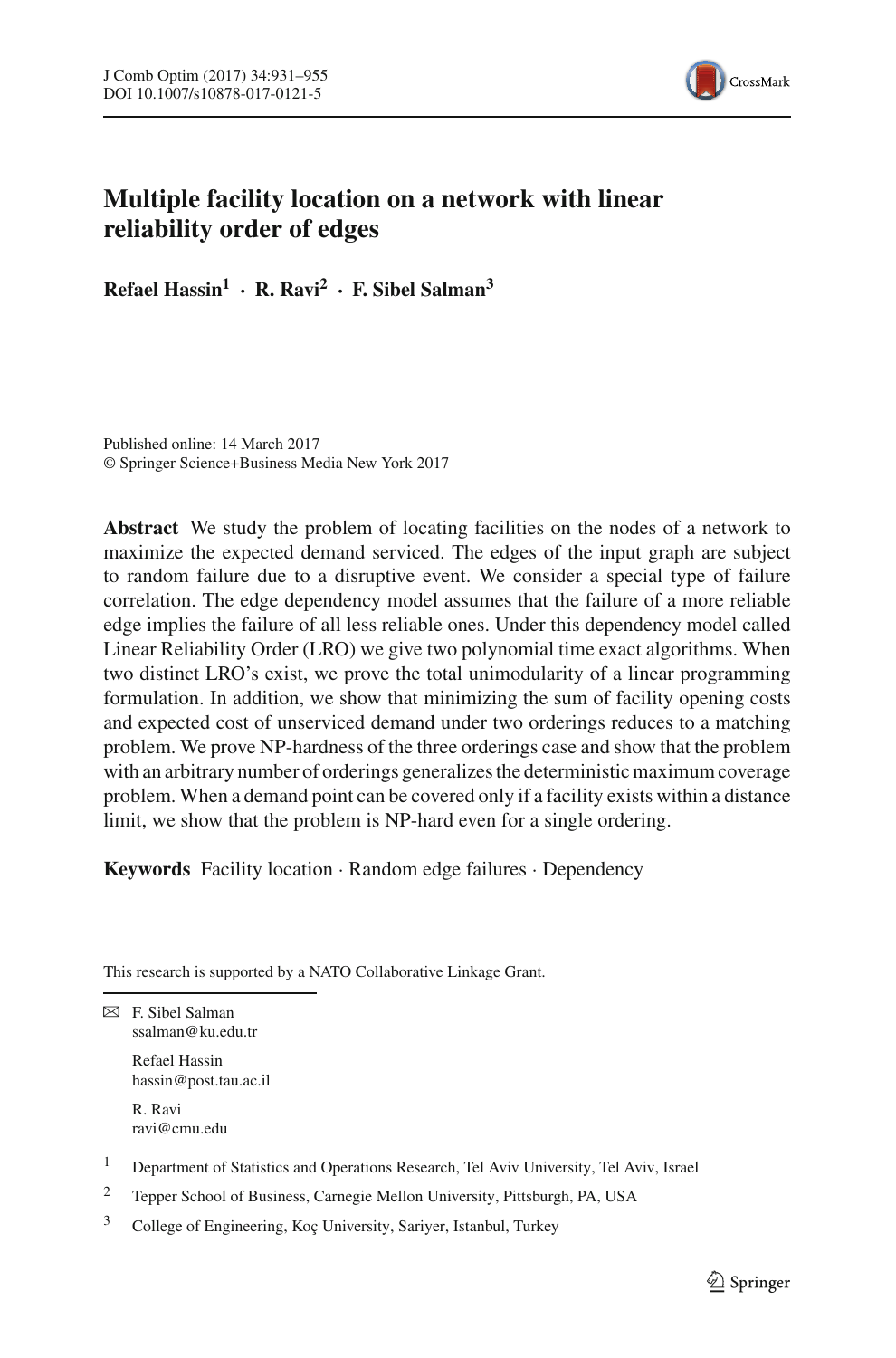# Multiple facility location on a network with linear reliability order of edges

**Refael Hassin[1] · R. Ravi[2] · F. Sibel Salman[3]**

Published online: 14 March 2017
© Springer Science+Business Media New York 2017

**Abstract** We study the problem of locating facilities on the nodes of a network to maximize the expected demand serviced. The edges of the input graph are subject to random failure due to a disruptive event. We consider a special type of failure correlation. The edge dependency model assumes that the failure of a more reliable edge implies the failure of all less reliable ones. Under this dependency model called Linear Reliability Order (LRO) we give two polynomial time exact algorithms. When two distinct LRO's exist, we prove the total unimodularity of a linear programming formulation. In addition, we show that minimizing the sum of facility opening costs and expected cost of unserviced demand under two orderings reduces to a matching problem. We prove NP-hardness of the three orderings case and show that the problem with an arbitrary number of orderings generalizes the deterministic maximum coverage problem. When a demand point can be covered only if a facility exists within a distance limit, we show that the problem is NP-hard even for a single ordering.

**Keywords** Facility location · Random edge failures · Dependency

---

This research is supported by a NATO Collaborative Linkage Grant.

✉ F. Sibel Salman
ssalman@ku.edu.tr

Refael Hassin
hassin@post.tau.ac.il

R. Ravi
ravi@cmu.edu

[1] Department of Statistics and Operations Research, Tel Aviv University, Tel Aviv, Israel

[2] Tepper School of Business, Carnegie Mellon University, Pittsburgh, PA, USA

[3] College of Engineering, Koç University, Sariyer, Istanbul, Turkey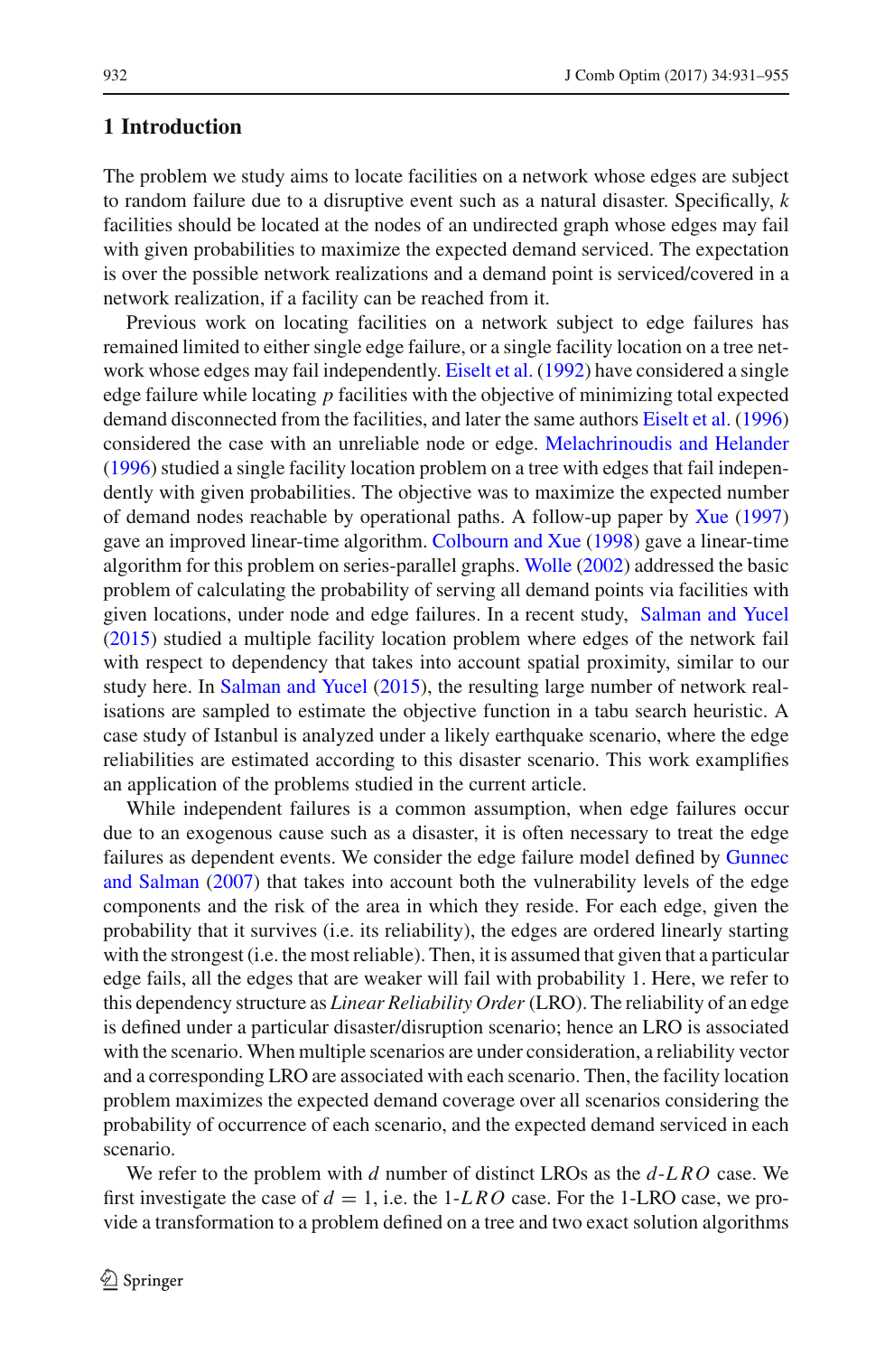## 1 Introduction

The problem we study aims to locate facilities on a network whose edges are subject to random failure due to a disruptive event such as a natural disaster. Specifically, $k$ facilities should be located at the nodes of an undirected graph whose edges may fail with given probabilities to maximize the expected demand serviced. The expectation is over the possible network realizations and a demand point is serviced/covered in a network realization, if a facility can be reached from it.

Previous work on locating facilities on a network subject to edge failures has remained limited to either single edge failure, or a single facility location on a tree network whose edges may fail independently. Eiselt et al. (1992) have considered a single edge failure while locating $p$ facilities with the objective of minimizing total expected demand disconnected from the facilities, and later the same authors Eiselt et al. (1996) considered the case with an unreliable node or edge. Melachrinoudis and Helander (1996) studied a single facility location problem on a tree with edges that fail independently with given probabilities. The objective was to maximize the expected number of demand nodes reachable by operational paths. A follow-up paper by Xue (1997) gave an improved linear-time algorithm. Colbourn and Xue (1998) gave a linear-time algorithm for this problem on series-parallel graphs. Wolle (2002) addressed the basic problem of calculating the probability of serving all demand points via facilities with given locations, under node and edge failures. In a recent study, Salman and Yucel (2015) studied a multiple facility location problem where edges of the network fail with respect to dependency that takes into account spatial proximity, similar to our study here. In Salman and Yucel (2015), the resulting large number of network realisations are sampled to estimate the objective function in a tabu search heuristic. A case study of Istanbul is analyzed under a likely earthquake scenario, where the edge reliabilities are estimated according to this disaster scenario. This work examplifies an application of the problems studied in the current article.

While independent failures is a common assumption, when edge failures occur due to an exogenous cause such as a disaster, it is often necessary to treat the edge failures as dependent events. We consider the edge failure model defined by Gunnec and Salman (2007) that takes into account both the vulnerability levels of the edge components and the risk of the area in which they reside. For each edge, given the probability that it survives (i.e. its reliability), the edges are ordered linearly starting with the strongest (i.e. the most reliable). Then, it is assumed that given that a particular edge fails, all the edges that are weaker will fail with probability 1. Here, we refer to this dependency structure as *Linear Reliability Order* (LRO). The reliability of an edge is defined under a particular disaster/disruption scenario; hence an LRO is associated with the scenario. When multiple scenarios are under consideration, a reliability vector and a corresponding LRO are associated with each scenario. Then, the facility location problem maximizes the expected demand coverage over all scenarios considering the probability of occurrence of each scenario, and the expected demand serviced in each scenario.

We refer to the problem with $d$ number of distinct LROs as the $d$-$LRO$ case. We first investigate the case of $d = 1$, i.e. the 1-$LRO$ case. For the 1-LRO case, we provide a transformation to a problem defined on a tree and two exact solution algorithms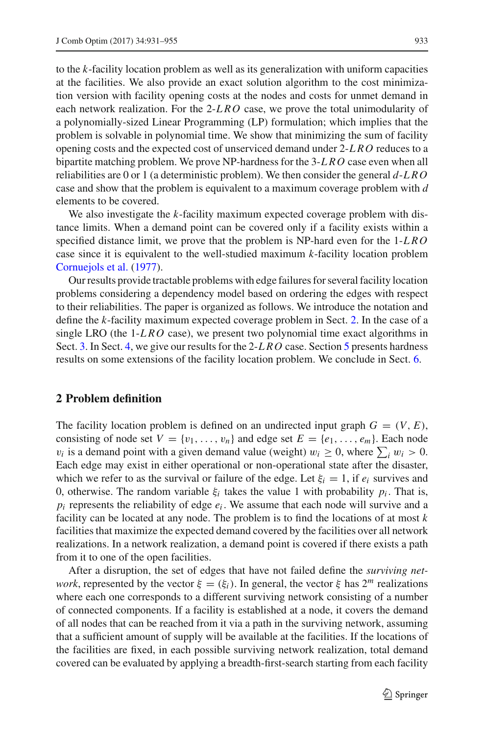to the $k$-facility location problem as well as its generalization with uniform capacities at the facilities. We also provide an exact solution algorithm to the cost minimization version with facility opening costs at the nodes and costs for unmet demand in each network realization. For the 2-$LRO$ case, we prove the total unimodularity of a polynomially-sized Linear Programming (LP) formulation; which implies that the problem is solvable in polynomial time. We show that minimizing the sum of facility opening costs and the expected cost of unserviced demand under 2-$LRO$ reduces to a bipartite matching problem. We prove NP-hardness for the 3-$LRO$ case even when all reliabilities are 0 or 1 (a deterministic problem). We then consider the general $d$-$LRO$ case and show that the problem is equivalent to a maximum coverage problem with $d$ elements to be covered.

We also investigate the $k$-facility maximum expected coverage problem with distance limits. When a demand point can be covered only if a facility exists within a specified distance limit, we prove that the problem is NP-hard even for the 1-$LRO$ case since it is equivalent to the well-studied maximum $k$-facility location problem Cornuejols et al. (1977).

Our results provide tractable problems with edge failures for several facility location problems considering a dependency model based on ordering the edges with respect to their reliabilities. The paper is organized as follows. We introduce the notation and define the $k$-facility maximum expected coverage problem in Sect. 2. In the case of a single LRO (the 1-$LRO$ case), we present two polynomial time exact algorithms in Sect. 3. In Sect. 4, we give our results for the 2-$LRO$ case. Section 5 presents hardness results on some extensions of the facility location problem. We conclude in Sect. 6.

## 2 Problem definition

The facility location problem is defined on an undirected input graph $G = (V, E)$, consisting of node set $V = \{v_1, \ldots, v_n\}$ and edge set $E = \{e_1, \ldots, e_m\}$. Each node $v_i$ is a demand point with a given demand value (weight) $w_i \geq 0$, where $\sum_i w_i > 0$. Each edge may exist in either operational or non-operational state after the disaster, which we refer to as the survival or failure of the edge. Let $\xi_i = 1$, if $e_i$ survives and 0, otherwise. The random variable $\xi_i$ takes the value 1 with probability $p_i$. That is, $p_i$ represents the reliability of edge $e_i$. We assume that each node will survive and a facility can be located at any node. The problem is to find the locations of at most $k$ facilities that maximize the expected demand covered by the facilities over all network realizations. In a network realization, a demand point is covered if there exists a path from it to one of the open facilities.

After a disruption, the set of edges that have not failed define the *surviving network*, represented by the vector $\xi = (\xi_i)$. In general, the vector $\xi$ has $2^m$ realizations where each one corresponds to a different surviving network consisting of a number of connected components. If a facility is established at a node, it covers the demand of all nodes that can be reached from it via a path in the surviving network, assuming that a sufficient amount of supply will be available at the facilities. If the locations of the facilities are fixed, in each possible surviving network realization, total demand covered can be evaluated by applying a breadth-first-search starting from each facility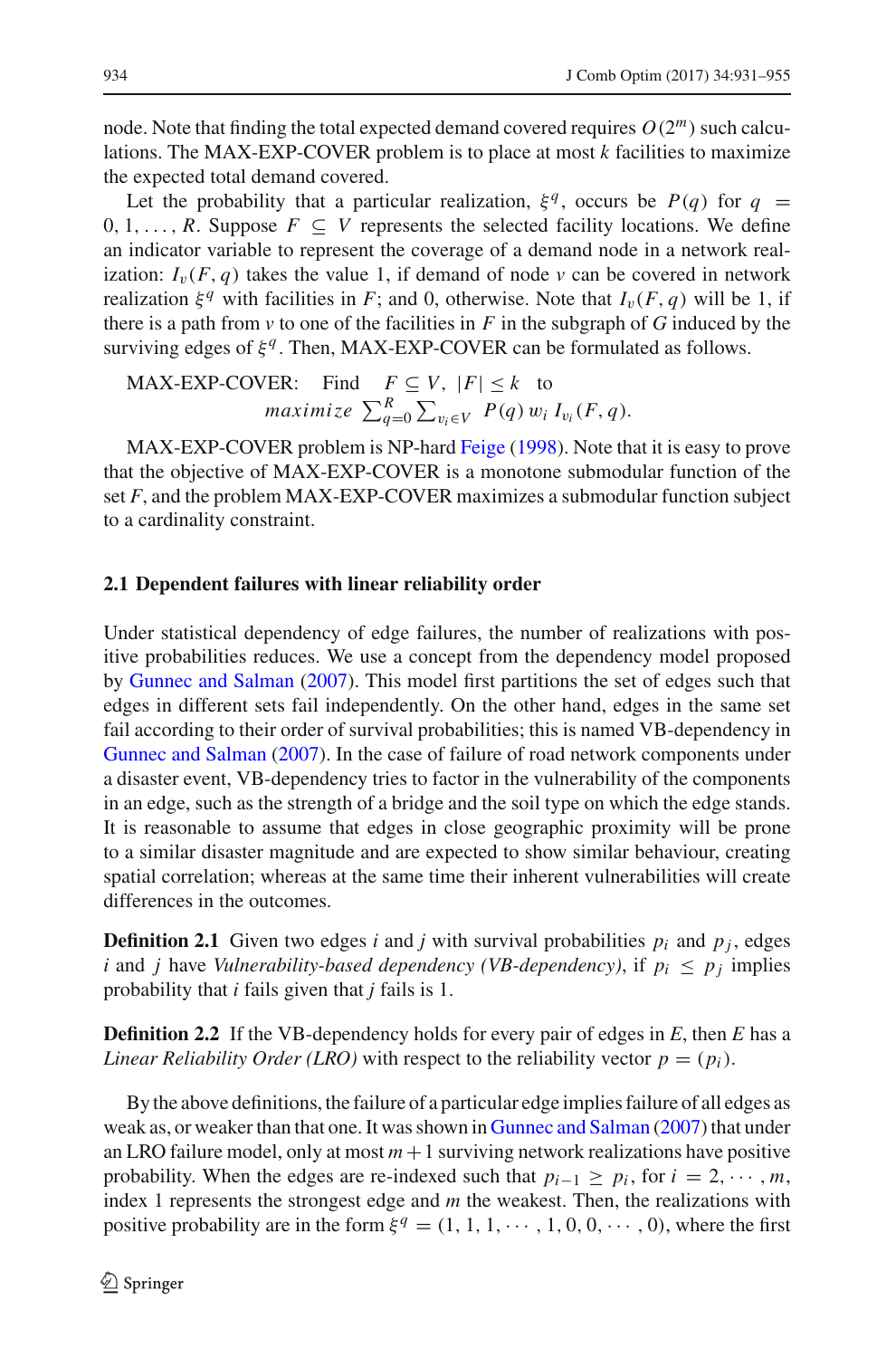node. Note that finding the total expected demand covered requires $O(2^m)$ such calculations. The MAX-EXP-COVER problem is to place at most $k$ facilities to maximize the expected total demand covered.

Let the probability that a particular realization, $\xi^q$, occurs be $P(q)$ for $q = 0, 1, \ldots, R$. Suppose $F \subseteq V$ represents the selected facility locations. We define an indicator variable to represent the coverage of a demand node in a network realization: $I_v(F, q)$ takes the value 1, if demand of node $v$ can be covered in network realization $\xi^q$ with facilities in $F$; and 0, otherwise. Note that $I_v(F, q)$ will be 1, if there is a path from $v$ to one of the facilities in $F$ in the subgraph of $G$ induced by the surviving edges of $\xi^q$. Then, MAX-EXP-COVER can be formulated as follows.

$$\text{MAX-EXP-COVER:} \quad \text{Find} \quad F \subseteq V, \; |F| \leq k \quad \text{to}$$
$$\textit{maximize} \; \sum_{q=0}^{R} \sum_{v_i \in V} P(q)\, w_i\, I_{v_i}(F, q).$$

MAX-EXP-COVER problem is NP-hard Feige (1998). Note that it is easy to prove that the objective of MAX-EXP-COVER is a monotone submodular function of the set $F$, and the problem MAX-EXP-COVER maximizes a submodular function subject to a cardinality constraint.

### 2.1 Dependent failures with linear reliability order

Under statistical dependency of edge failures, the number of realizations with positive probabilities reduces. We use a concept from the dependency model proposed by Gunnec and Salman (2007). This model first partitions the set of edges such that edges in different sets fail independently. On the other hand, edges in the same set fail according to their order of survival probabilities; this is named VB-dependency in Gunnec and Salman (2007). In the case of failure of road network components under a disaster event, VB-dependency tries to factor in the vulnerability of the components in an edge, such as the strength of a bridge and the soil type on which the edge stands. It is reasonable to assume that edges in close geographic proximity will be prone to a similar disaster magnitude and are expected to show similar behaviour, creating spatial correlation; whereas at the same time their inherent vulnerabilities will create differences in the outcomes.

**Definition 2.1** Given two edges $i$ and $j$ with survival probabilities $p_i$ and $p_j$, edges $i$ and $j$ have *Vulnerability-based dependency (VB-dependency)*, if $p_i \leq p_j$ implies probability that $i$ fails given that $j$ fails is 1.

**Definition 2.2** If the VB-dependency holds for every pair of edges in $E$, then $E$ has a *Linear Reliability Order (LRO)* with respect to the reliability vector $p = (p_i)$.

By the above definitions, the failure of a particular edge implies failure of all edges as weak as, or weaker than that one. It was shown in Gunnec and Salman (2007) that under an LRO failure model, only at most $m + 1$ surviving network realizations have positive probability. When the edges are re-indexed such that $p_{i-1} \geq p_i$, for $i = 2, \cdots, m$, index 1 represents the strongest edge and $m$ the weakest. Then, the realizations with positive probability are in the form $\xi^q = (1, 1, 1, \cdots, 1, 0, 0, \cdots, 0)$, where the first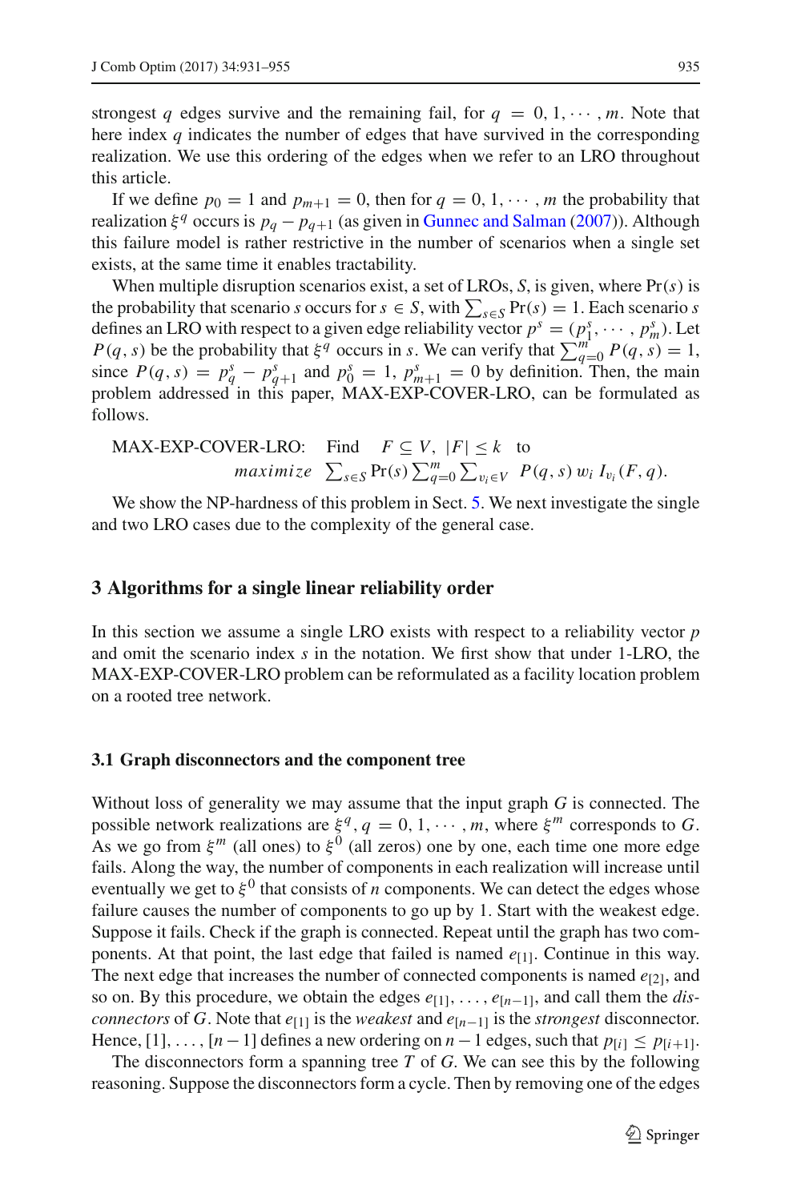strongest $q$ edges survive and the remaining fail, for $q = 0, 1, \cdots, m$. Note that here index $q$ indicates the number of edges that have survived in the corresponding realization. We use this ordering of the edges when we refer to an LRO throughout this article.

If we define $p_0 = 1$ and $p_{m+1} = 0$, then for $q = 0, 1, \cdots, m$ the probability that realization $\xi^q$ occurs is $p_q - p_{q+1}$ (as given in Gunnec and Salman (2007)). Although this failure model is rather restrictive in the number of scenarios when a single set exists, at the same time it enables tractability.

When multiple disruption scenarios exist, a set of LROs, $S$, is given, where $\Pr(s)$ is the probability that scenario $s$ occurs for $s \in S$, with $\sum_{s \in S} \Pr(s) = 1$. Each scenario $s$ defines an LRO with respect to a given edge reliability vector $p^s = (p_1^s, \cdots, p_m^s)$. Let $P(q, s)$ be the probability that $\xi^q$ occurs in $s$. We can verify that $\sum_{q=0}^{m} P(q, s) = 1$, since $P(q, s) = p_q^s - p_{q+1}^s$ and $p_0^s = 1$, $p_{m+1}^s = 0$ by definition. Then, the main problem addressed in this paper, MAX-EXP-COVER-LRO, can be formulated as follows.

$$
\begin{aligned}
\text{MAX-EXP-COVER-LRO:} \quad & \text{Find} \quad F \subseteq V,\ |F| \leq k \quad \text{to} \\
& \textit{maximize} \ \ \sum_{s \in S} \Pr(s) \sum_{q=0}^{m} \sum_{v_i \in V} \ P(q, s)\, w_i\, I_{v_i}(F, q).
\end{aligned}
$$

We show the NP-hardness of this problem in Sect. 5. We next investigate the single and two LRO cases due to the complexity of the general case.

## 3 Algorithms for a single linear reliability order

In this section we assume a single LRO exists with respect to a reliability vector $p$ and omit the scenario index $s$ in the notation. We first show that under 1-LRO, the MAX-EXP-COVER-LRO problem can be reformulated as a facility location problem on a rooted tree network.

### 3.1 Graph disconnectors and the component tree

Without loss of generality we may assume that the input graph $G$ is connected. The possible network realizations are $\xi^q, q = 0, 1, \cdots, m$, where $\xi^m$ corresponds to $G$. As we go from $\xi^m$ (all ones) to $\xi^0$ (all zeros) one by one, each time one more edge fails. Along the way, the number of components in each realization will increase until eventually we get to $\xi^0$ that consists of $n$ components. We can detect the edges whose failure causes the number of components to go up by 1. Start with the weakest edge. Suppose it fails. Check if the graph is connected. Repeat until the graph has two components. At that point, the last edge that failed is named $e_{[1]}$. Continue in this way. The next edge that increases the number of connected components is named $e_{[2]}$, and so on. By this procedure, we obtain the edges $e_{[1]}, \ldots, e_{[n-1]}$, and call them the *disconnectors* of $G$. Note that $e_{[1]}$ is the *weakest* and $e_{[n-1]}$ is the *strongest* disconnector. Hence, $[1], \ldots, [n-1]$ defines a new ordering on $n-1$ edges, such that $p_{[i]} \leq p_{[i+1]}$.

The disconnectors form a spanning tree $T$ of $G$. We can see this by the following reasoning. Suppose the disconnectors form a cycle. Then by removing one of the edges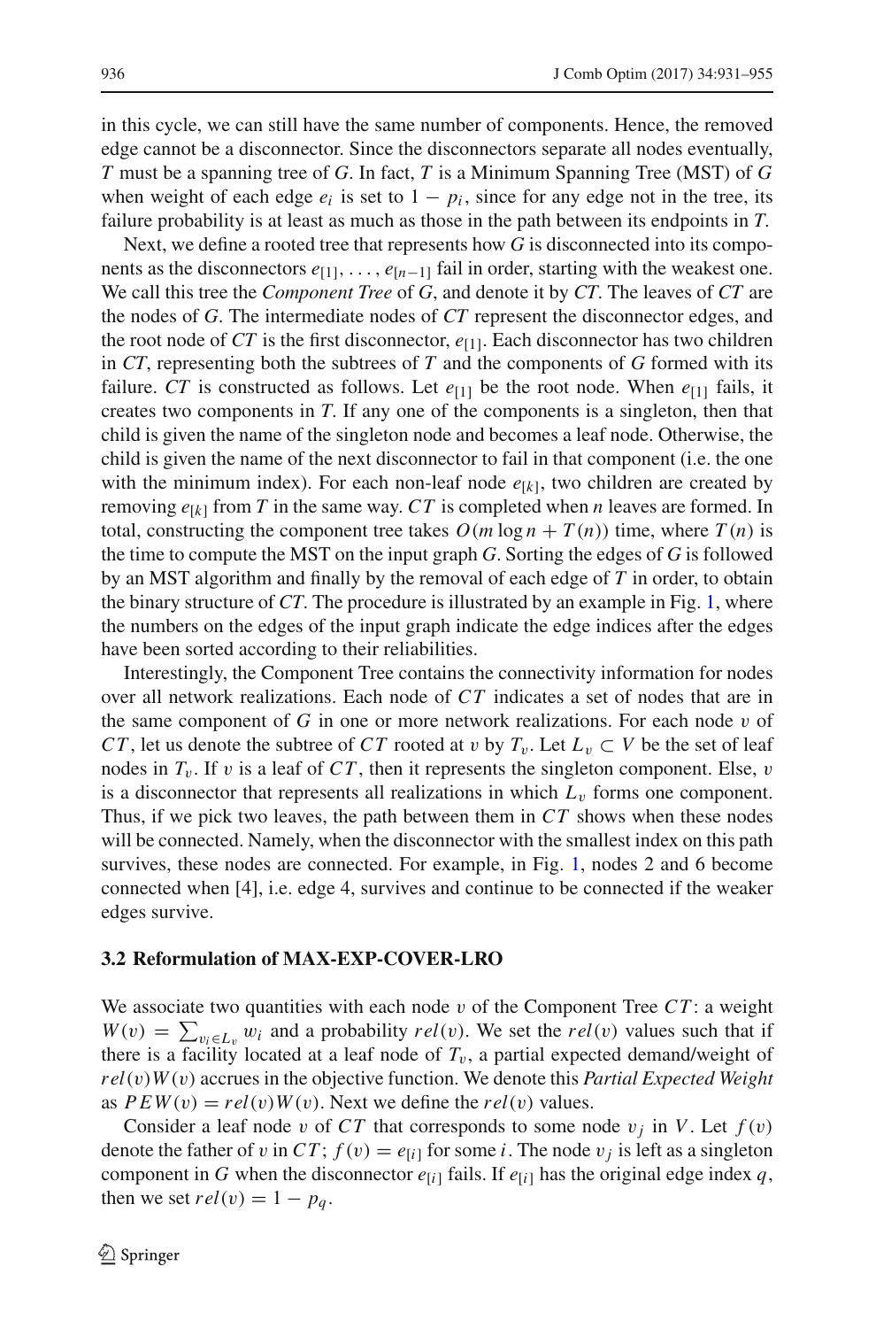in this cycle, we can still have the same number of components. Hence, the removed edge cannot be a disconnector. Since the disconnectors separate all nodes eventually, $T$ must be a spanning tree of $G$. In fact, $T$ is a Minimum Spanning Tree (MST) of $G$ when weight of each edge $e_i$ is set to $1 - p_i$, since for any edge not in the tree, its failure probability is at least as much as those in the path between its endpoints in $T$.

Next, we define a rooted tree that represents how $G$ is disconnected into its components as the disconnectors $e_{[1]}, \ldots, e_{[n-1]}$ fail in order, starting with the weakest one. We call this tree the *Component Tree* of $G$, and denote it by $CT$. The leaves of $CT$ are the nodes of $G$. The intermediate nodes of $CT$ represent the disconnector edges, and the root node of $CT$ is the first disconnector, $e_{[1]}$. Each disconnector has two children in $CT$, representing both the subtrees of $T$ and the components of $G$ formed with its failure. $CT$ is constructed as follows. Let $e_{[1]}$ be the root node. When $e_{[1]}$ fails, it creates two components in $T$. If any one of the components is a singleton, then that child is given the name of the singleton node and becomes a leaf node. Otherwise, the child is given the name of the next disconnector to fail in that component (i.e. the one with the minimum index). For each non-leaf node $e_{[k]}$, two children are created by removing $e_{[k]}$ from $T$ in the same way. $CT$ is completed when $n$ leaves are formed. In total, constructing the component tree takes $O(m \log n + T(n))$ time, where $T(n)$ is the time to compute the MST on the input graph $G$. Sorting the edges of $G$ is followed by an MST algorithm and finally by the removal of each edge of $T$ in order, to obtain the binary structure of $CT$. The procedure is illustrated by an example in Fig. 1, where the numbers on the edges of the input graph indicate the edge indices after the edges have been sorted according to their reliabilities.

Interestingly, the Component Tree contains the connectivity information for nodes over all network realizations. Each node of $CT$ indicates a set of nodes that are in the same component of $G$ in one or more network realizations. For each node $v$ of $CT$, let us denote the subtree of $CT$ rooted at $v$ by $T_v$. Let $L_v \subset V$ be the set of leaf nodes in $T_v$. If $v$ is a leaf of $CT$, then it represents the singleton component. Else, $v$ is a disconnector that represents all realizations in which $L_v$ forms one component. Thus, if we pick two leaves, the path between them in $CT$ shows when these nodes will be connected. Namely, when the disconnector with the smallest index on this path survives, these nodes are connected. For example, in Fig. 1, nodes 2 and 6 become connected when [4], i.e. edge 4, survives and continue to be connected if the weaker edges survive.

### 3.2 Reformulation of MAX-EXP-COVER-LRO

We associate two quantities with each node $v$ of the Component Tree $CT$: a weight $W(v) = \sum_{v_i \in L_v} w_i$ and a probability $rel(v)$. We set the $rel(v)$ values such that if there is a facility located at a leaf node of $T_v$, a partial expected demand/weight of $rel(v)W(v)$ accrues in the objective function. We denote this *Partial Expected Weight* as $PEW(v) = rel(v)W(v)$. Next we define the $rel(v)$ values.

Consider a leaf node $v$ of $CT$ that corresponds to some node $v_j$ in $V$. Let $f(v)$ denote the father of $v$ in $CT$; $f(v) = e_{[i]}$ for some $i$. The node $v_j$ is left as a singleton component in $G$ when the disconnector $e_{[i]}$ fails. If $e_{[i]}$ has the original edge index $q$, then we set $rel(v) = 1 - p_q$.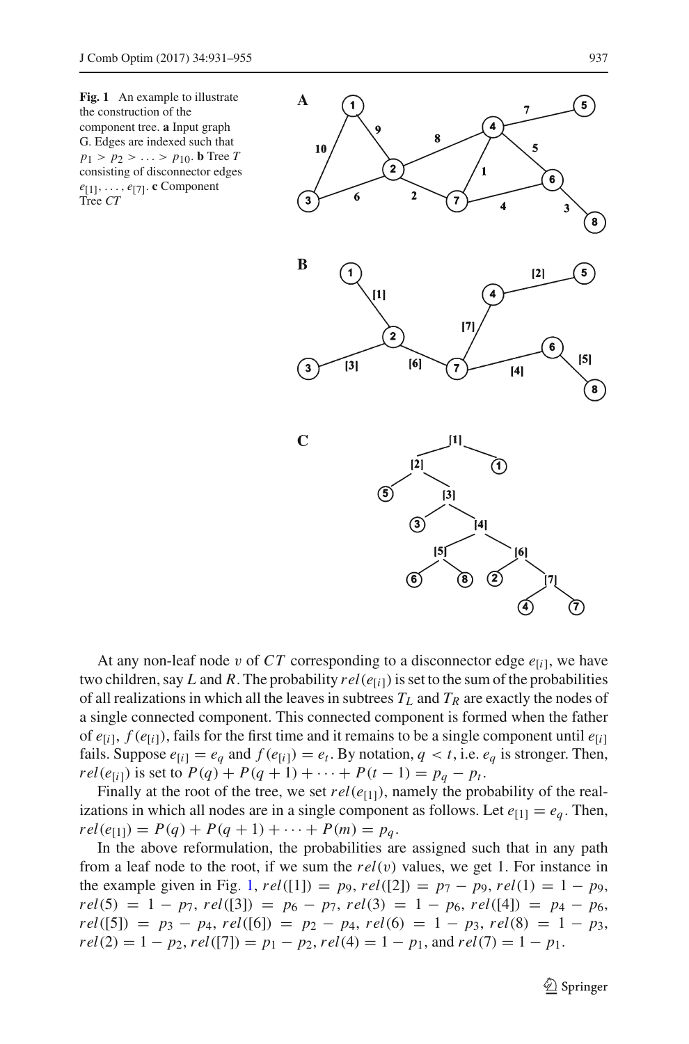**Fig. 1** An example to illustrate the construction of the component tree. **a** Input graph G. Edges are indexed such that $p_1 > p_2 > \ldots > p_{10}$. **b** Tree $T$ consisting of disconnector edges $e_{[1]}, \ldots, e_{[7]}$. **c** Component Tree $CT$

At any non-leaf node $v$ of $CT$ corresponding to a disconnector edge $e_{[i]}$, we have two children, say $L$ and $R$. The probability $rel(e_{[i]})$ is set to the sum of the probabilities of all realizations in which all the leaves in subtrees $T_L$ and $T_R$ are exactly the nodes of a single connected component. This connected component is formed when the father of $e_{[i]}$, $f(e_{[i]})$, fails for the first time and it remains to be a single component until $e_{[i]}$ fails. Suppose $e_{[i]} = e_q$ and $f(e_{[i]}) = e_t$. By notation, $q < t$, i.e. $e_q$ is stronger. Then, $rel(e_{[i]})$ is set to $P(q) + P(q+1) + \cdots + P(t-1) = p_q - p_t$.

Finally at the root of the tree, we set $rel(e_{[1]})$, namely the probability of the realizations in which all nodes are in a single component as follows. Let $e_{[1]} = e_q$. Then, $rel(e_{[1]}) = P(q) + P(q+1) + \cdots + P(m) = p_q$.

In the above reformulation, the probabilities are assigned such that in any path from a leaf node to the root, if we sum the $rel(v)$ values, we get 1. For instance in the example given in Fig. 1, $rel([1]) = p_9$, $rel([2]) = p_7 - p_9$, $rel(1) = 1 - p_9$, $rel(5) = 1 - p_7$, $rel([3]) = p_6 - p_7$, $rel(3) = 1 - p_6$, $rel([4]) = p_4 - p_6$, $rel([5]) = p_3 - p_4$, $rel([6]) = p_2 - p_4$, $rel(6) = 1 - p_3$, $rel(8) = 1 - p_3$, $rel(2) = 1 - p_2$, $rel([7]) = p_1 - p_2$, $rel(4) = 1 - p_1$, and $rel(7) = 1 - p_1$.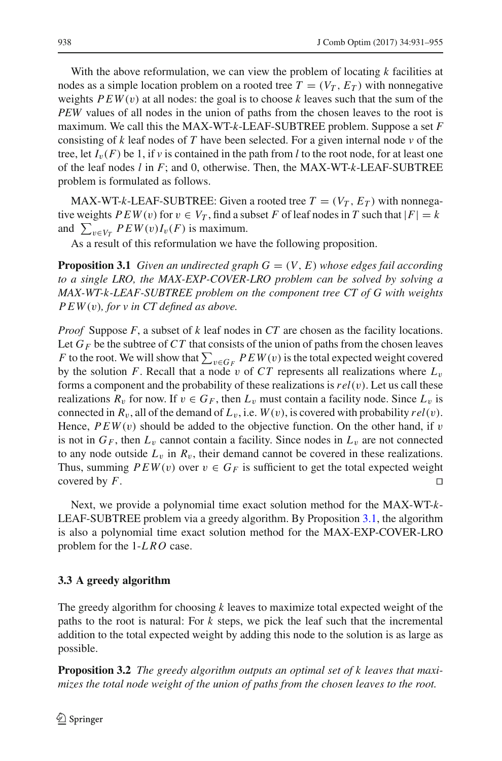With the above reformulation, we can view the problem of locating $k$ facilities at nodes as a simple location problem on a rooted tree $T = (V_T, E_T)$ with nonnegative weights $PEW(v)$ at all nodes: the goal is to choose $k$ leaves such that the sum of the *PEW* values of all nodes in the union of paths from the chosen leaves to the root is maximum. We call this the MAX-WT-$k$-LEAF-SUBTREE problem. Suppose a set $F$ consisting of $k$ leaf nodes of $T$ have been selected. For a given internal node $v$ of the tree, let $I_v(F)$ be 1, if $v$ is contained in the path from $l$ to the root node, for at least one of the leaf nodes $l$ in $F$; and 0, otherwise. Then, the MAX-WT-$k$-LEAF-SUBTREE problem is formulated as follows.

MAX-WT-$k$-LEAF-SUBTREE: Given a rooted tree $T = (V_T, E_T)$ with nonnegative weights $PEW(v)$ for $v \in V_T$, find a subset $F$ of leaf nodes in $T$ such that $|F| = k$ and $\sum_{v \in V_T} PEW(v) I_v(F)$ is maximum.

As a result of this reformulation we have the following proposition.

**Proposition 3.1** *Given an undirected graph $G = (V, E)$ whose edges fail according to a single LRO, the MAX-EXP-COVER-LRO problem can be solved by solving a MAX-WT-$k$-LEAF-SUBTREE problem on the component tree CT of G with weights $PEW(v)$, for v in CT defined as above.*

*Proof* Suppose $F$, a subset of $k$ leaf nodes in *CT* are chosen as the facility locations. Let $G_F$ be the subtree of $CT$ that consists of the union of paths from the chosen leaves $F$ to the root. We will show that $\sum_{v \in G_F} PEW(v)$ is the total expected weight covered by the solution $F$. Recall that a node $v$ of $CT$ represents all realizations where $L_v$ forms a component and the probability of these realizations is $rel(v)$. Let us call these realizations $R_v$ for now. If $v \in G_F$, then $L_v$ must contain a facility node. Since $L_v$ is connected in $R_v$, all of the demand of $L_v$, i.e. $W(v)$, is covered with probability $rel(v)$. Hence, $PEW(v)$ should be added to the objective function. On the other hand, if $v$ is not in $G_F$, then $L_v$ cannot contain a facility. Since nodes in $L_v$ are not connected to any node outside $L_v$ in $R_v$, their demand cannot be covered in these realizations. Thus, summing $PEW(v)$ over $v \in G_F$ is sufficient to get the total expected weight covered by $F$. □

Next, we provide a polynomial time exact solution method for the MAX-WT-$k$-LEAF-SUBTREE problem via a greedy algorithm. By Proposition 3.1, the algorithm is also a polynomial time exact solution method for the MAX-EXP-COVER-LRO problem for the 1-$LRO$ case.

### 3.3 A greedy algorithm

The greedy algorithm for choosing $k$ leaves to maximize total expected weight of the paths to the root is natural: For $k$ steps, we pick the leaf such that the incremental addition to the total expected weight by adding this node to the solution is as large as possible.

**Proposition 3.2** *The greedy algorithm outputs an optimal set of k leaves that maximizes the total node weight of the union of paths from the chosen leaves to the root.*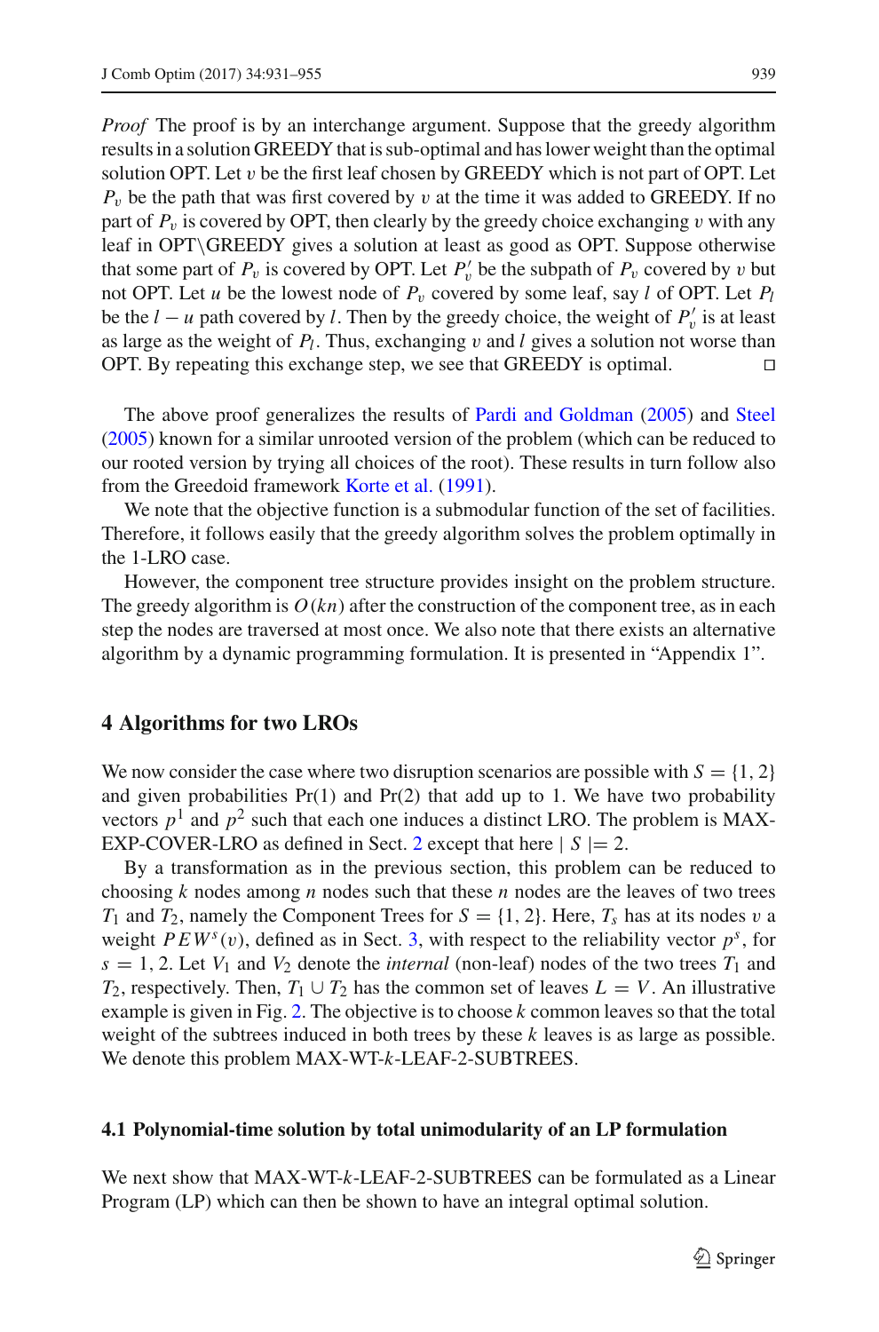*Proof* The proof is by an interchange argument. Suppose that the greedy algorithm results in a solution GREEDY that is sub-optimal and has lower weight than the optimal solution OPT. Let $v$ be the first leaf chosen by GREEDY which is not part of OPT. Let $P_v$ be the path that was first covered by $v$ at the time it was added to GREEDY. If no part of $P_v$ is covered by OPT, then clearly by the greedy choice exchanging $v$ with any leaf in OPT$\setminus$GREEDY gives a solution at least as good as OPT. Suppose otherwise that some part of $P_v$ is covered by OPT. Let $P'_v$ be the subpath of $P_v$ covered by $v$ but not OPT. Let $u$ be the lowest node of $P_v$ covered by some leaf, say $l$ of OPT. Let $P_l$ be the $l - u$ path covered by $l$. Then by the greedy choice, the weight of $P'_v$ is at least as large as the weight of $P_l$. Thus, exchanging $v$ and $l$ gives a solution not worse than OPT. By repeating this exchange step, we see that GREEDY is optimal. □

The above proof generalizes the results of Pardi and Goldman (2005) and Steel (2005) known for a similar unrooted version of the problem (which can be reduced to our rooted version by trying all choices of the root). These results in turn follow also from the Greedoid framework Korte et al. (1991).

We note that the objective function is a submodular function of the set of facilities. Therefore, it follows easily that the greedy algorithm solves the problem optimally in the 1-LRO case.

However, the component tree structure provides insight on the problem structure. The greedy algorithm is $O(kn)$ after the construction of the component tree, as in each step the nodes are traversed at most once. We also note that there exists an alternative algorithm by a dynamic programming formulation. It is presented in "Appendix 1".

## 4 Algorithms for two LROs

We now consider the case where two disruption scenarios are possible with $S = \{1, 2\}$ and given probabilities Pr(1) and Pr(2) that add up to 1. We have two probability vectors $p^1$ and $p^2$ such that each one induces a distinct LRO. The problem is MAX-EXP-COVER-LRO as defined in Sect. 2 except that here $|S| = 2$.

By a transformation as in the previous section, this problem can be reduced to choosing $k$ nodes among $n$ nodes such that these $n$ nodes are the leaves of two trees $T_1$ and $T_2$, namely the Component Trees for $S = \{1, 2\}$. Here, $T_s$ has at its nodes $v$ a weight $PEW^s(v)$, defined as in Sect. 3, with respect to the reliability vector $p^s$, for $s = 1, 2$. Let $V_1$ and $V_2$ denote the *internal* (non-leaf) nodes of the two trees $T_1$ and $T_2$, respectively. Then, $T_1 \cup T_2$ has the common set of leaves $L = V$. An illustrative example is given in Fig. 2. The objective is to choose $k$ common leaves so that the total weight of the subtrees induced in both trees by these $k$ leaves is as large as possible. We denote this problem MAX-WT-$k$-LEAF-2-SUBTREES.

### 4.1 Polynomial-time solution by total unimodularity of an LP formulation

We next show that MAX-WT-$k$-LEAF-2-SUBTREES can be formulated as a Linear Program (LP) which can then be shown to have an integral optimal solution.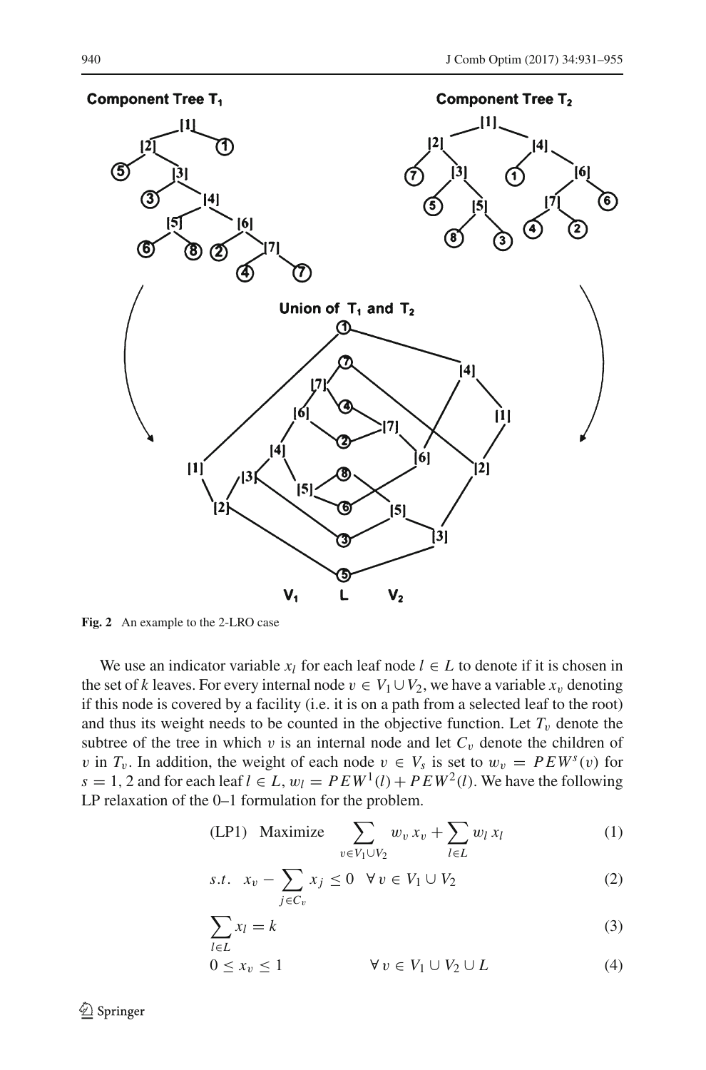**Fig. 2** An example to the 2-LRO case

We use an indicator variable $x_l$ for each leaf node $l \in L$ to denote if it is chosen in the set of $k$ leaves. For every internal node $v \in V_1 \cup V_2$, we have a variable $x_v$ denoting if this node is covered by a facility (i.e. it is on a path from a selected leaf to the root) and thus its weight needs to be counted in the objective function. Let $T_v$ denote the subtree of the tree in which $v$ is an internal node and let $C_v$ denote the children of $v$ in $T_v$. In addition, the weight of each node $v \in V_s$ is set to $w_v = PEW^s(v)$ for $s = 1, 2$ and for each leaf $l \in L$, $w_l = PEW^1(l) + PEW^2(l)$. We have the following LP relaxation of the 0–1 formulation for the problem.

$$\text{(LP1)} \quad \text{Maximize} \quad \sum_{v \in V_1 \cup V_2} w_v \, x_v + \sum_{l \in L} w_l \, x_l \tag{1}$$

$$s.t. \quad x_v - \sum_{j \in C_v} x_j \leq 0 \quad \forall \, v \in V_1 \cup V_2 \tag{2}$$

$$\sum_{l \in L} x_l = k \tag{3}$$

$$0 \leq x_v \leq 1 \qquad \forall \, v \in V_1 \cup V_2 \cup L \tag{4}$$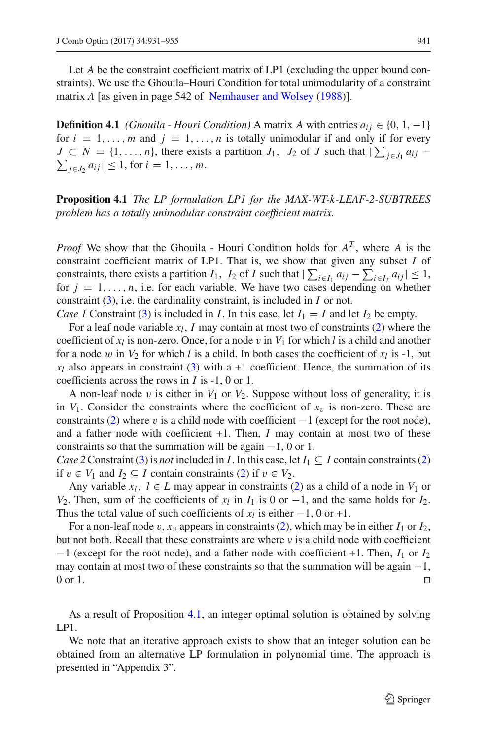Let $A$ be the constraint coefficient matrix of LP1 (excluding the upper bound constraints). We use the Ghouila–Houri Condition for total unimodularity of a constraint matrix $A$ [as given in page 542 of Nemhauser and Wolsey (1988)].

**Definition 4.1** *(Ghouila - Houri Condition)* A matrix $A$ with entries $a_{ij} \in \{0, 1, -1\}$ for $i = 1, \ldots, m$ and $j = 1, \ldots, n$ is totally unimodular if and only if for every $J \subset N = \{1, \ldots, n\}$, there exists a partition $J_1$, $J_2$ of $J$ such that $|\sum_{j \in J_1} a_{ij} - \sum_{j \in J_2} a_{ij}| \leq 1$, for $i = 1, \ldots, m$.

**Proposition 4.1** *The LP formulation LP1 for the MAX-WT-k-LEAF-2-SUBTREES problem has a totally unimodular constraint coefficient matrix.*

*Proof* We show that the Ghouila - Houri Condition holds for $A^T$, where $A$ is the constraint coefficient matrix of LP1. That is, we show that given any subset $I$ of constraints, there exists a partition $I_1$, $I_2$ of $I$ such that $|\sum_{i \in I_1} a_{ij} - \sum_{i \in I_2} a_{ij}| \leq 1$, for $j = 1, \ldots, n$, i.e. for each variable. We have two cases depending on whether constraint (3), i.e. the cardinality constraint, is included in $I$ or not.

*Case 1* Constraint (3) is included in $I$. In this case, let $I_1 = I$ and let $I_2$ be empty.

For a leaf node variable $x_l$, $I$ may contain at most two of constraints (2) where the coefficient of $x_l$ is non-zero. Once, for a node $v$ in $V_1$ for which $l$ is a child and another for a node $w$ in $V_2$ for which $l$ is a child. In both cases the coefficient of $x_l$ is -1, but $x_l$ also appears in constraint (3) with a +1 coefficient. Hence, the summation of its coefficients across the rows in $I$ is -1, 0 or 1.

A non-leaf node $v$ is either in $V_1$ or $V_2$. Suppose without loss of generality, it is in $V_1$. Consider the constraints where the coefficient of $x_v$ is non-zero. These are constraints (2) where $v$ is a child node with coefficient $-1$ (except for the root node), and a father node with coefficient +1. Then, $I$ may contain at most two of these constraints so that the summation will be again $-1$, 0 or 1.

*Case 2* Constraint (3) is *not* included in $I$. In this case, let $I_1 \subseteq I$ contain constraints (2) if $v \in V_1$ and $I_2 \subseteq I$ contain constraints (2) if $v \in V_2$.

Any variable $x_l$, $l \in L$ may appear in constraints (2) as a child of a node in $V_1$ or $V_2$. Then, sum of the coefficients of $x_l$ in $I_1$ is 0 or $-1$, and the same holds for $I_2$. Thus the total value of such coefficients of $x_l$ is either $-1$, 0 or +1.

For a non-leaf node $v$, $x_v$ appears in constraints (2), which may be in either $I_1$ or $I_2$, but not both. Recall that these constraints are where $v$ is a child node with coefficient $-1$ (except for the root node), and a father node with coefficient +1. Then, $I_1$ or $I_2$ may contain at most two of these constraints so that the summation will be again $-1$, 0 or 1. □

As a result of Proposition 4.1, an integer optimal solution is obtained by solving LP1.

We note that an iterative approach exists to show that an integer solution can be obtained from an alternative LP formulation in polynomial time. The approach is presented in "Appendix 3".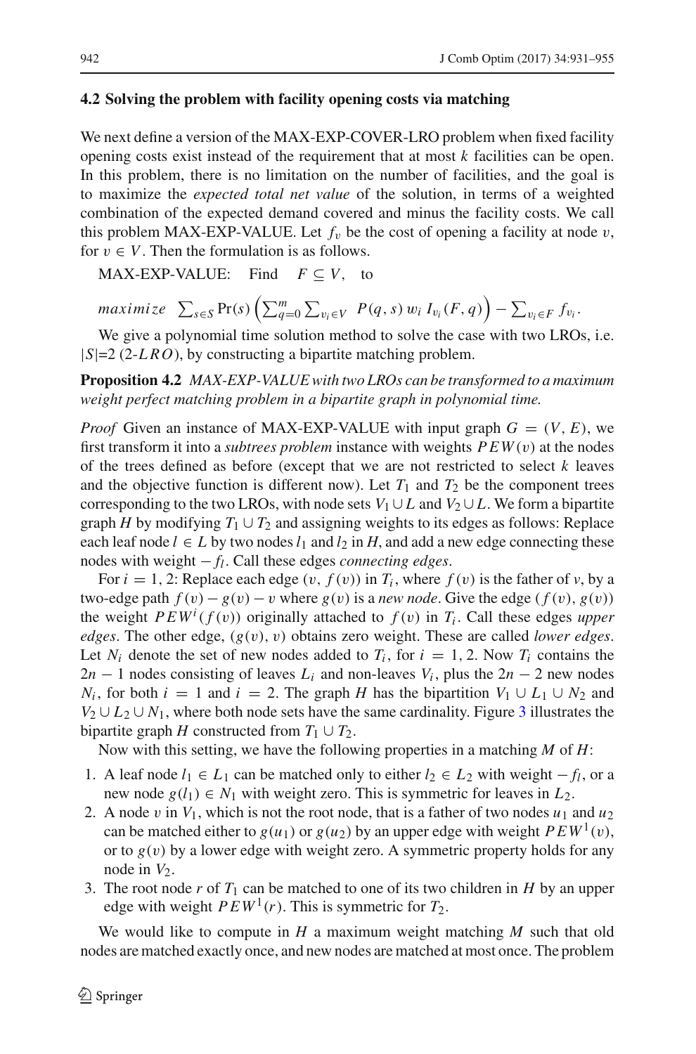### 4.2 Solving the problem with facility opening costs via matching

We next define a version of the MAX-EXP-COVER-LRO problem when fixed facility opening costs exist instead of the requirement that at most $k$ facilities can be open. In this problem, there is no limitation on the number of facilities, and the goal is to maximize the *expected total net value* of the solution, in terms of a weighted combination of the expected demand covered and minus the facility costs. We call this problem MAX-EXP-VALUE. Let $f_v$ be the cost of opening a facility at node $v$, for $v \in V$. Then the formulation is as follows.

MAX-EXP-VALUE: Find $F \subseteq V$, to

$$maximize \;\; \sum_{s \in S} \Pr(s) \left( \sum_{q=0}^{m} \sum_{v_i \in V} P(q,s)\, w_i\, I_{v_i}(F,q) \right) - \sum_{v_i \in F} f_{v_i}.$$

We give a polynomial time solution method to solve the case with two LROs, i.e. $|S|$=2 (2-$LRO$), by constructing a bipartite matching problem.

**Proposition 4.2** *MAX-EXP-VALUE with two LROs can be transformed to a maximum weight perfect matching problem in a bipartite graph in polynomial time.*

*Proof* Given an instance of MAX-EXP-VALUE with input graph $G = (V, E)$, we first transform it into a *subtrees problem* instance with weights $PEW(v)$ at the nodes of the trees defined as before (except that we are not restricted to select $k$ leaves and the objective function is different now). Let $T_1$ and $T_2$ be the component trees corresponding to the two LROs, with node sets $V_1 \cup L$ and $V_2 \cup L$. We form a bipartite graph $H$ by modifying $T_1 \cup T_2$ and assigning weights to its edges as follows: Replace each leaf node $l \in L$ by two nodes $l_1$ and $l_2$ in $H$, and add a new edge connecting these nodes with weight $-f_l$. Call these edges *connecting edges*.

For $i = 1, 2$: Replace each edge $(v, f(v))$ in $T_i$, where $f(v)$ is the father of $v$, by a two-edge path $f(v) - g(v) - v$ where $g(v)$ is a *new node*. Give the edge $(f(v), g(v))$ the weight $PEW^i(f(v))$ originally attached to $f(v)$ in $T_i$. Call these edges *upper edges*. The other edge, $(g(v), v)$ obtains zero weight. These are called *lower edges*. Let $N_i$ denote the set of new nodes added to $T_i$, for $i = 1, 2$. Now $T_i$ contains the $2n - 1$ nodes consisting of leaves $L_i$ and non-leaves $V_i$, plus the $2n - 2$ new nodes $N_i$, for both $i = 1$ and $i = 2$. The graph $H$ has the bipartition $V_1 \cup L_1 \cup N_2$ and $V_2 \cup L_2 \cup N_1$, where both node sets have the same cardinality. Figure 3 illustrates the bipartite graph $H$ constructed from $T_1 \cup T_2$.

Now with this setting, we have the following properties in a matching $M$ of $H$:

1. A leaf node $l_1 \in L_1$ can be matched only to either $l_2 \in L_2$ with weight $-f_l$, or a new node $g(l_1) \in N_1$ with weight zero. This is symmetric for leaves in $L_2$.
2. A node $v$ in $V_1$, which is not the root node, that is a father of two nodes $u_1$ and $u_2$ can be matched either to $g(u_1)$ or $g(u_2)$ by an upper edge with weight $PEW^1(v)$, or to $g(v)$ by a lower edge with weight zero. A symmetric property holds for any node in $V_2$.
3. The root node $r$ of $T_1$ can be matched to one of its two children in $H$ by an upper edge with weight $PEW^1(r)$. This is symmetric for $T_2$.

We would like to compute in $H$ a maximum weight matching $M$ such that old nodes are matched exactly once, and new nodes are matched at most once. The problem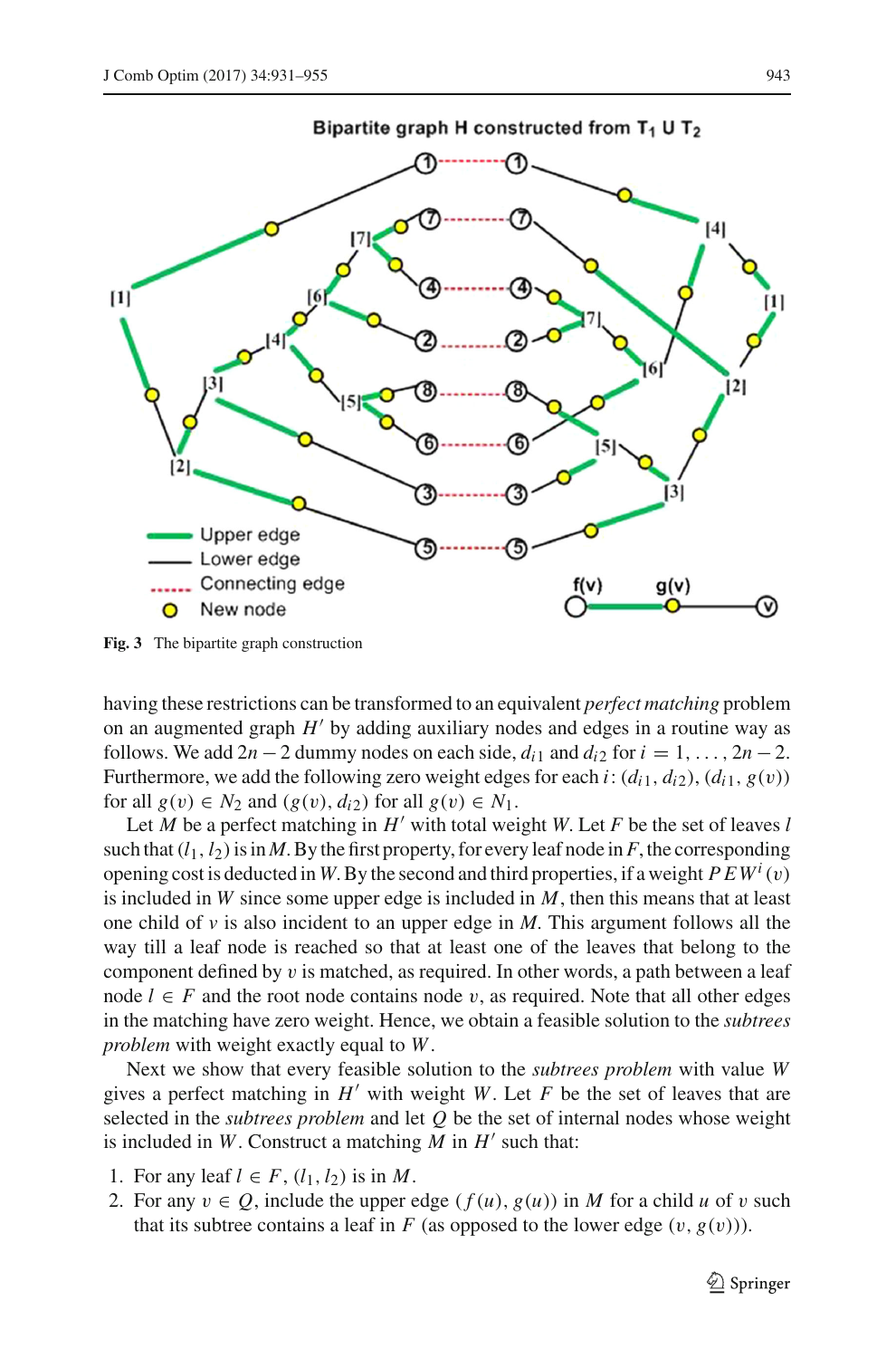Fig. 3 The bipartite graph construction

having these restrictions can be transformed to an equivalent *perfect matching* problem on an augmented graph $H'$ by adding auxiliary nodes and edges in a routine way as follows. We add $2n-2$ dummy nodes on each side, $d_{i1}$ and $d_{i2}$ for $i = 1, \ldots, 2n-2$. Furthermore, we add the following zero weight edges for each $i$: $(d_{i1}, d_{i2})$, $(d_{i1}, g(v))$ for all $g(v) \in N_2$ and $(g(v), d_{i2})$ for all $g(v) \in N_1$.

Let $M$ be a perfect matching in $H'$ with total weight $W$. Let $F$ be the set of leaves $l$ such that $(l_1, l_2)$ is in $M$. By the first property, for every leaf node in $F$, the corresponding opening cost is deducted in $W$. By the second and third properties, if a weight $PEW^i(v)$ is included in $W$ since some upper edge is included in $M$, then this means that at least one child of $v$ is also incident to an upper edge in $M$. This argument follows all the way till a leaf node is reached so that at least one of the leaves that belong to the component defined by $v$ is matched, as required. In other words, a path between a leaf node $l \in F$ and the root node contains node $v$, as required. Note that all other edges in the matching have zero weight. Hence, we obtain a feasible solution to the *subtrees problem* with weight exactly equal to $W$.

Next we show that every feasible solution to the *subtrees problem* with value $W$ gives a perfect matching in $H'$ with weight $W$. Let $F$ be the set of leaves that are selected in the *subtrees problem* and let $Q$ be the set of internal nodes whose weight is included in $W$. Construct a matching $M$ in $H'$ such that:

1. For any leaf $l \in F$, $(l_1, l_2)$ is in $M$.
2. For any $v \in Q$, include the upper edge $(f(u), g(u))$ in $M$ for a child $u$ of $v$ such that its subtree contains a leaf in $F$ (as opposed to the lower edge $(v, g(v))$).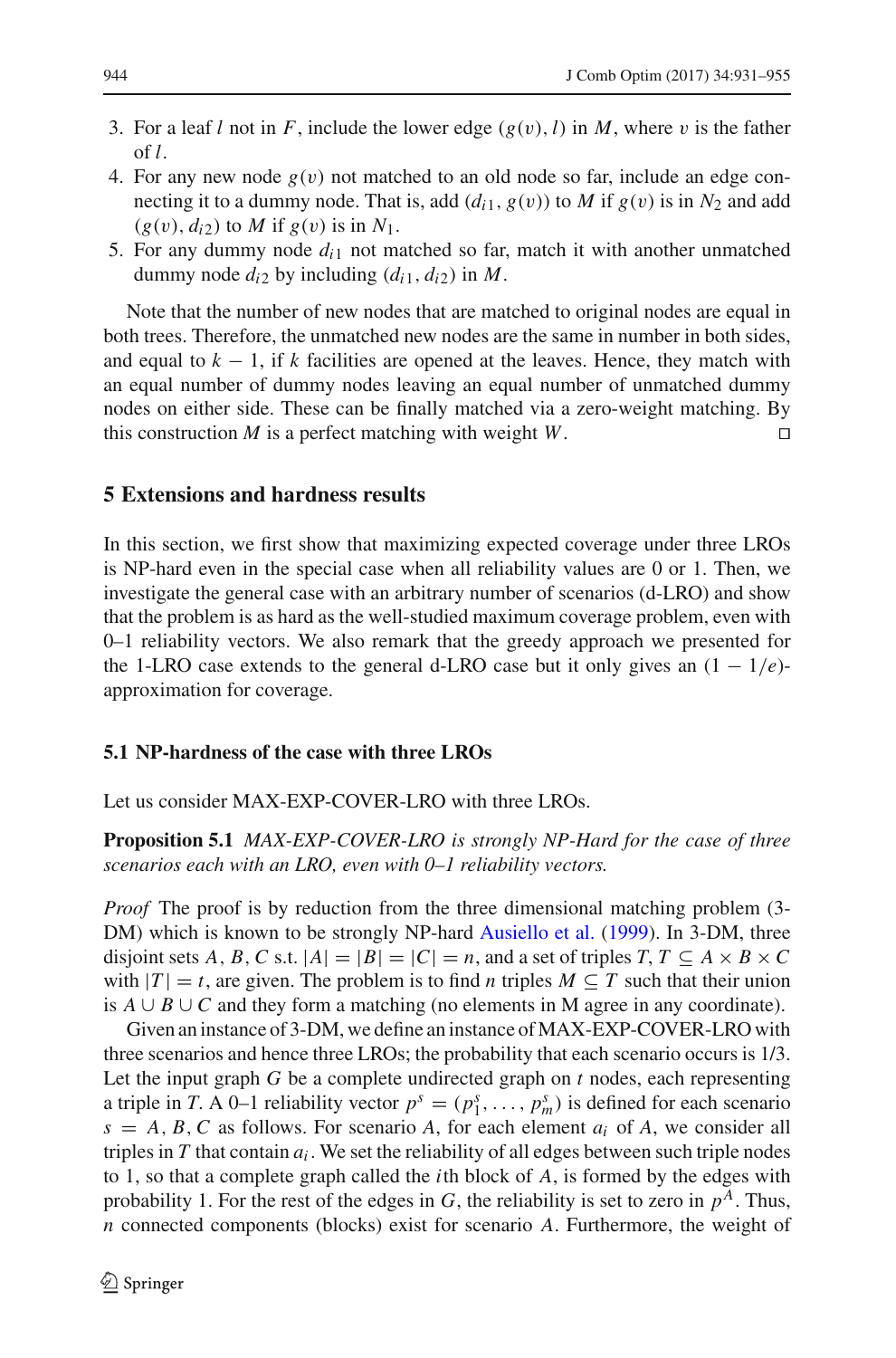3. For a leaf $l$ not in $F$, include the lower edge $(g(v), l)$ in $M$, where $v$ is the father of $l$.
4. For any new node $g(v)$ not matched to an old node so far, include an edge connecting it to a dummy node. That is, add $(d_{i1}, g(v))$ to $M$ if $g(v)$ is in $N_2$ and add $(g(v), d_{i2})$ to $M$ if $g(v)$ is in $N_1$.
5. For any dummy node $d_{i1}$ not matched so far, match it with another unmatched dummy node $d_{i2}$ by including $(d_{i1}, d_{i2})$ in $M$.

Note that the number of new nodes that are matched to original nodes are equal in both trees. Therefore, the unmatched new nodes are the same in number in both sides, and equal to $k - 1$, if $k$ facilities are opened at the leaves. Hence, they match with an equal number of dummy nodes leaving an equal number of unmatched dummy nodes on either side. These can be finally matched via a zero-weight matching. By this construction $M$ is a perfect matching with weight $W$. □

## 5 Extensions and hardness results

In this section, we first show that maximizing expected coverage under three LROs is NP-hard even in the special case when all reliability values are 0 or 1. Then, we investigate the general case with an arbitrary number of scenarios (d-LRO) and show that the problem is as hard as the well-studied maximum coverage problem, even with 0–1 reliability vectors. We also remark that the greedy approach we presented for the 1-LRO case extends to the general d-LRO case but it only gives an $(1 - 1/e)$-approximation for coverage.

### 5.1 NP-hardness of the case with three LROs

Let us consider MAX-EXP-COVER-LRO with three LROs.

**Proposition 5.1** *MAX-EXP-COVER-LRO is strongly NP-Hard for the case of three scenarios each with an LRO, even with 0–1 reliability vectors.*

*Proof* The proof is by reduction from the three dimensional matching problem (3-DM) which is known to be strongly NP-hard Ausiello et al. (1999). In 3-DM, three disjoint sets $A, B, C$ s.t. $|A| = |B| = |C| = n$, and a set of triples $T$, $T \subseteq A \times B \times C$ with $|T| = t$, are given. The problem is to find $n$ triples $M \subseteq T$ such that their union is $A \cup B \cup C$ and they form a matching (no elements in M agree in any coordinate).

Given an instance of 3-DM, we define an instance of MAX-EXP-COVER-LRO with three scenarios and hence three LROs; the probability that each scenario occurs is 1/3. Let the input graph $G$ be a complete undirected graph on $t$ nodes, each representing a triple in $T$. A 0–1 reliability vector $p^s = (p_1^s, \ldots, p_m^s)$ is defined for each scenario $s = A, B, C$ as follows. For scenario $A$, for each element $a_i$ of $A$, we consider all triples in $T$ that contain $a_i$. We set the reliability of all edges between such triple nodes to 1, so that a complete graph called the $i$th block of $A$, is formed by the edges with probability 1. For the rest of the edges in $G$, the reliability is set to zero in $p^A$. Thus, $n$ connected components (blocks) exist for scenario $A$. Furthermore, the weight of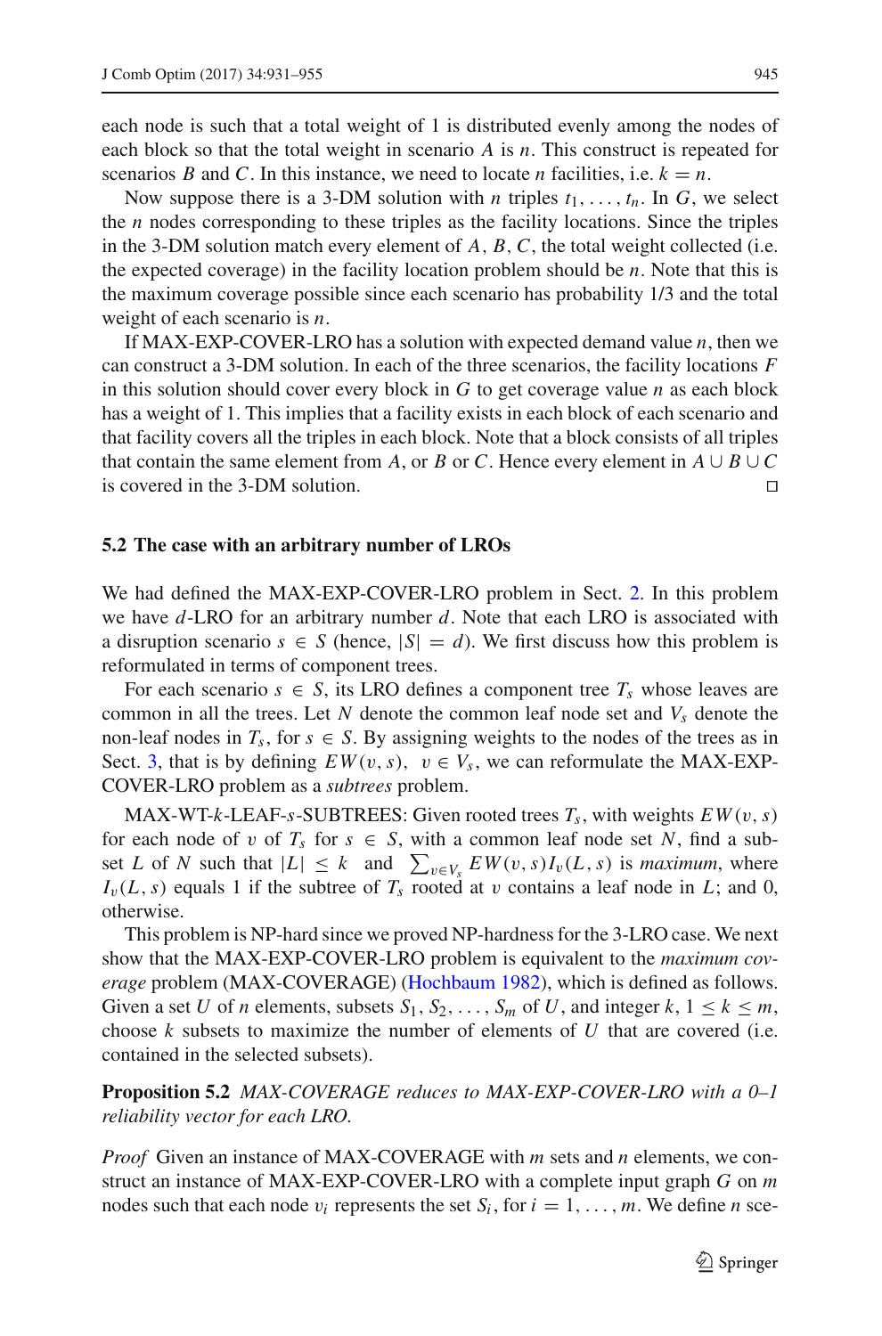each node is such that a total weight of 1 is distributed evenly among the nodes of each block so that the total weight in scenario $A$ is $n$. This construct is repeated for scenarios $B$ and $C$. In this instance, we need to locate $n$ facilities, i.e. $k = n$.

Now suppose there is a 3-DM solution with $n$ triples $t_1, \ldots, t_n$. In $G$, we select the $n$ nodes corresponding to these triples as the facility locations. Since the triples in the 3-DM solution match every element of $A$, $B$, $C$, the total weight collected (i.e. the expected coverage) in the facility location problem should be $n$. Note that this is the maximum coverage possible since each scenario has probability 1/3 and the total weight of each scenario is $n$.

If MAX-EXP-COVER-LRO has a solution with expected demand value $n$, then we can construct a 3-DM solution. In each of the three scenarios, the facility locations $F$ in this solution should cover every block in $G$ to get coverage value $n$ as each block has a weight of 1. This implies that a facility exists in each block of each scenario and that facility covers all the triples in each block. Note that a block consists of all triples that contain the same element from $A$, or $B$ or $C$. Hence every element in $A \cup B \cup C$ is covered in the 3-DM solution. □

### 5.2 The case with an arbitrary number of LROs

We had defined the MAX-EXP-COVER-LRO problem in Sect. 2. In this problem we have $d$-LRO for an arbitrary number $d$. Note that each LRO is associated with a disruption scenario $s \in S$ (hence, $|S| = d$). We first discuss how this problem is reformulated in terms of component trees.

For each scenario $s \in S$, its LRO defines a component tree $T_s$ whose leaves are common in all the trees. Let $N$ denote the common leaf node set and $V_s$ denote the non-leaf nodes in $T_s$, for $s \in S$. By assigning weights to the nodes of the trees as in Sect. 3, that is by defining $EW(v, s),\ v \in V_s$, we can reformulate the MAX-EXP-COVER-LRO problem as a *subtrees* problem.

MAX-WT-$k$-LEAF-$s$-SUBTREES: Given rooted trees $T_s$, with weights $EW(v, s)$ for each node of $v$ of $T_s$ for $s \in S$, with a common leaf node set $N$, find a subset $L$ of $N$ such that $|L| \leq k$ and $\sum_{v \in V_s} EW(v, s) I_v(L, s)$ is *maximum*, where $I_v(L, s)$ equals 1 if the subtree of $T_s$ rooted at $v$ contains a leaf node in $L$; and 0, otherwise.

This problem is NP-hard since we proved NP-hardness for the 3-LRO case. We next show that the MAX-EXP-COVER-LRO problem is equivalent to the *maximum coverage* problem (MAX-COVERAGE) (Hochbaum 1982), which is defined as follows. Given a set $U$ of $n$ elements, subsets $S_1, S_2, \ldots, S_m$ of $U$, and integer $k$, $1 \leq k \leq m$, choose $k$ subsets to maximize the number of elements of $U$ that are covered (i.e. contained in the selected subsets).

**Proposition 5.2** *MAX-COVERAGE reduces to MAX-EXP-COVER-LRO with a 0–1 reliability vector for each LRO.*

*Proof* Given an instance of MAX-COVERAGE with $m$ sets and $n$ elements, we construct an instance of MAX-EXP-COVER-LRO with a complete input graph $G$ on $m$ nodes such that each node $v_i$ represents the set $S_i$, for $i = 1, \ldots, m$. We define $n$ sce-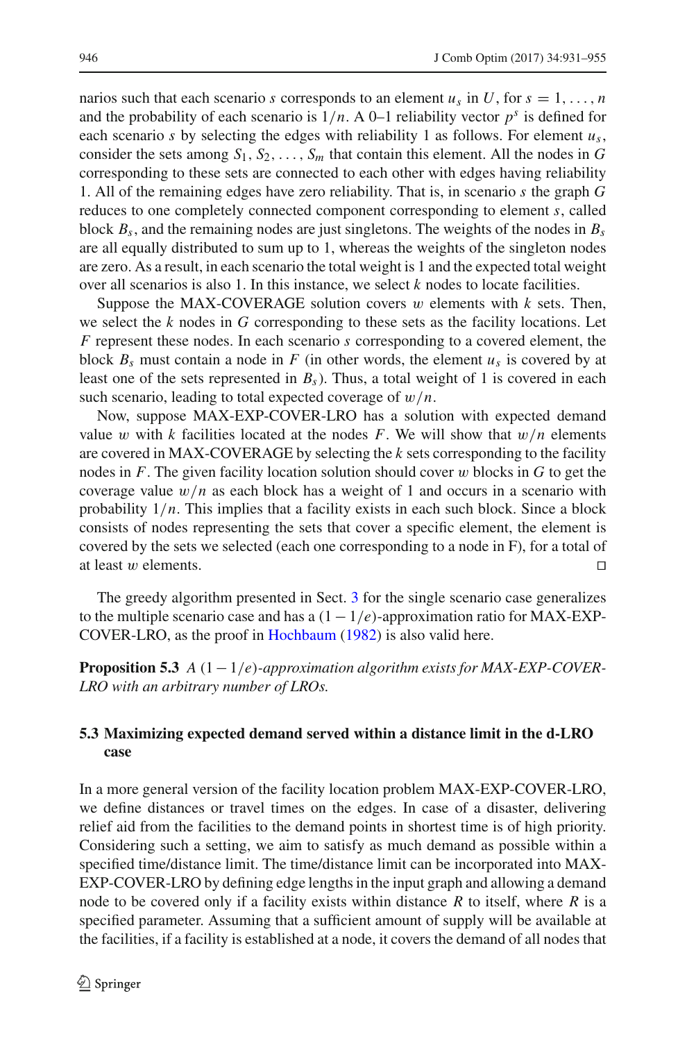narios such that each scenario $s$ corresponds to an element $u_s$ in $U$, for $s = 1, \ldots, n$ and the probability of each scenario is $1/n$. A 0–1 reliability vector $p^s$ is defined for each scenario $s$ by selecting the edges with reliability 1 as follows. For element $u_s$, consider the sets among $S_1, S_2, \ldots, S_m$ that contain this element. All the nodes in $G$ corresponding to these sets are connected to each other with edges having reliability 1. All of the remaining edges have zero reliability. That is, in scenario $s$ the graph $G$ reduces to one completely connected component corresponding to element $s$, called block $B_s$, and the remaining nodes are just singletons. The weights of the nodes in $B_s$ are all equally distributed to sum up to 1, whereas the weights of the singleton nodes are zero. As a result, in each scenario the total weight is 1 and the expected total weight over all scenarios is also 1. In this instance, we select $k$ nodes to locate facilities.

Suppose the MAX-COVERAGE solution covers $w$ elements with $k$ sets. Then, we select the $k$ nodes in $G$ corresponding to these sets as the facility locations. Let $F$ represent these nodes. In each scenario $s$ corresponding to a covered element, the block $B_s$ must contain a node in $F$ (in other words, the element $u_s$ is covered by at least one of the sets represented in $B_s$). Thus, a total weight of 1 is covered in each such scenario, leading to total expected coverage of $w/n$.

Now, suppose MAX-EXP-COVER-LRO has a solution with expected demand value $w$ with $k$ facilities located at the nodes $F$. We will show that $w/n$ elements are covered in MAX-COVERAGE by selecting the $k$ sets corresponding to the facility nodes in $F$. The given facility location solution should cover $w$ blocks in $G$ to get the coverage value $w/n$ as each block has a weight of 1 and occurs in a scenario with probability $1/n$. This implies that a facility exists in each such block. Since a block consists of nodes representing the sets that cover a specific element, the element is covered by the sets we selected (each one corresponding to a node in F), for a total of at least $w$ elements. □

The greedy algorithm presented in Sect. 3 for the single scenario case generalizes to the multiple scenario case and has a $(1 - 1/e)$-approximation ratio for MAX-EXP-COVER-LRO, as the proof in Hochbaum (1982) is also valid here.

**Proposition 5.3** *A $(1 - 1/e)$-approximation algorithm exists for MAX-EXP-COVER-LRO with an arbitrary number of LROs.*

### 5.3 Maximizing expected demand served within a distance limit in the d-LRO case

In a more general version of the facility location problem MAX-EXP-COVER-LRO, we define distances or travel times on the edges. In case of a disaster, delivering relief aid from the facilities to the demand points in shortest time is of high priority. Considering such a setting, we aim to satisfy as much demand as possible within a specified time/distance limit. The time/distance limit can be incorporated into MAX-EXP-COVER-LRO by defining edge lengths in the input graph and allowing a demand node to be covered only if a facility exists within distance $R$ to itself, where $R$ is a specified parameter. Assuming that a sufficient amount of supply will be available at the facilities, if a facility is established at a node, it covers the demand of all nodes that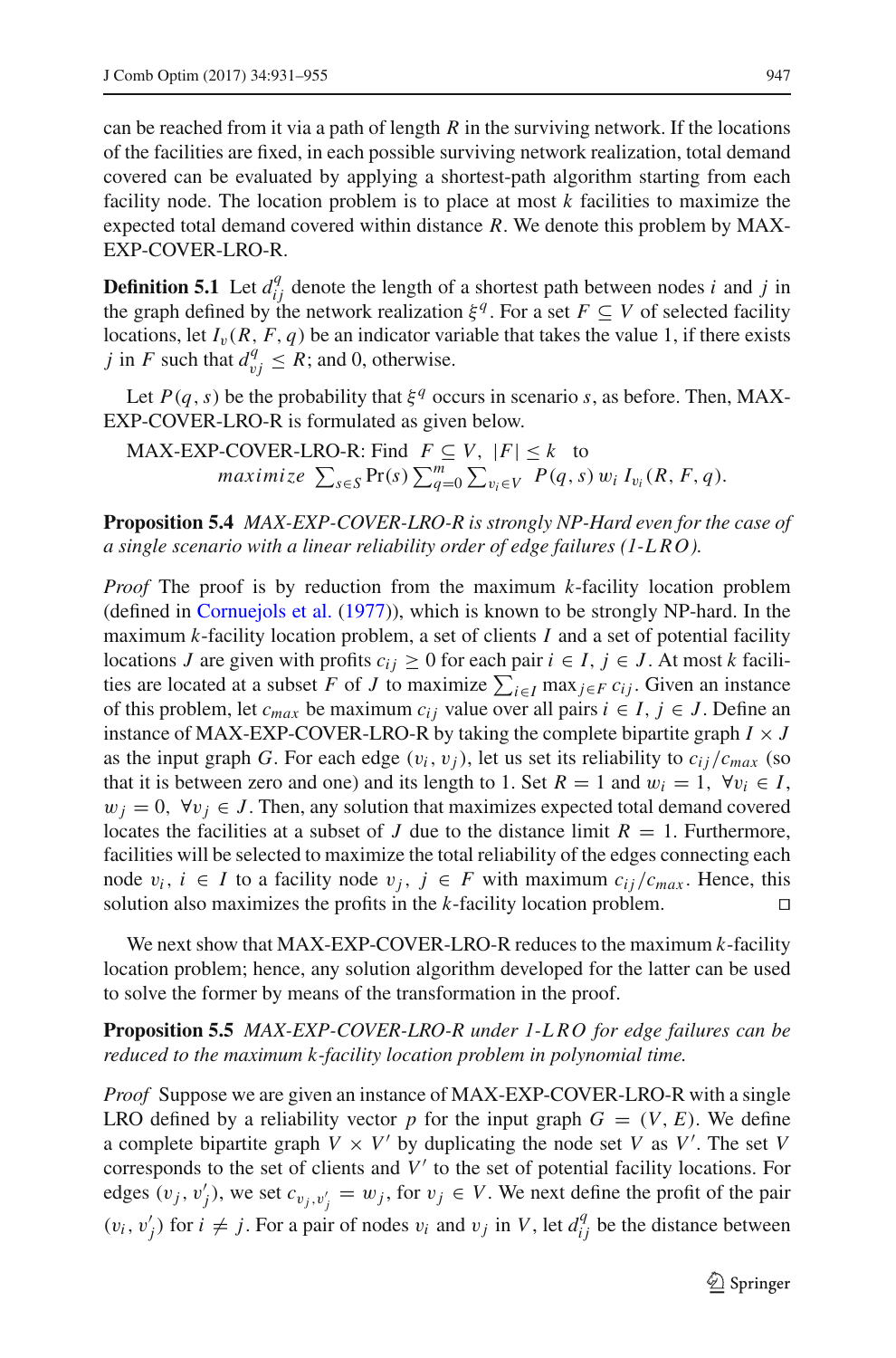can be reached from it via a path of length $R$ in the surviving network. If the locations of the facilities are fixed, in each possible surviving network realization, total demand covered can be evaluated by applying a shortest-path algorithm starting from each facility node. The location problem is to place at most $k$ facilities to maximize the expected total demand covered within distance $R$. We denote this problem by MAX-EXP-COVER-LRO-R.

**Definition 5.1** Let $d_{ij}^q$ denote the length of a shortest path between nodes $i$ and $j$ in the graph defined by the network realization $\xi^q$. For a set $F \subseteq V$ of selected facility locations, let $I_v(R, F, q)$ be an indicator variable that takes the value 1, if there exists $j$ in $F$ such that $d_{vj}^q \leq R$; and 0, otherwise.

Let $P(q, s)$ be the probability that $\xi^q$ occurs in scenario $s$, as before. Then, MAX-EXP-COVER-LRO-R is formulated as given below.

$$\text{MAX-EXP-COVER-LRO-R: Find } F \subseteq V, \ |F| \leq k \quad \text{to}$$
$$\textit{maximize} \ \sum_{s \in S} \Pr(s) \sum_{q=0}^{m} \sum_{v_i \in V} P(q, s)\, w_i\, I_{v_i}(R, F, q).$$

**Proposition 5.4** *MAX-EXP-COVER-LRO-R is strongly NP-Hard even for the case of a single scenario with a linear reliability order of edge failures (1-LRO).*

*Proof* The proof is by reduction from the maximum $k$-facility location problem (defined in Cornuejols et al. (1977)), which is known to be strongly NP-hard. In the maximum $k$-facility location problem, a set of clients $I$ and a set of potential facility locations $J$ are given with profits $c_{ij} \geq 0$ for each pair $i \in I$, $j \in J$. At most $k$ facilities are located at a subset $F$ of $J$ to maximize $\sum_{i \in I} \max_{j \in F} c_{ij}$. Given an instance of this problem, let $c_{max}$ be maximum $c_{ij}$ value over all pairs $i \in I$, $j \in J$. Define an instance of MAX-EXP-COVER-LRO-R by taking the complete bipartite graph $I \times J$ as the input graph $G$. For each edge $(v_i, v_j)$, let us set its reliability to $c_{ij}/c_{max}$ (so that it is between zero and one) and its length to 1. Set $R = 1$ and $w_i = 1$, $\forall v_i \in I$, $w_j = 0$, $\forall v_j \in J$. Then, any solution that maximizes expected total demand covered locates the facilities at a subset of $J$ due to the distance limit $R = 1$. Furthermore, facilities will be selected to maximize the total reliability of the edges connecting each node $v_i$, $i \in I$ to a facility node $v_j$, $j \in F$ with maximum $c_{ij}/c_{max}$. Hence, this solution also maximizes the profits in the $k$-facility location problem. □

We next show that MAX-EXP-COVER-LRO-R reduces to the maximum $k$-facility location problem; hence, any solution algorithm developed for the latter can be used to solve the former by means of the transformation in the proof.

**Proposition 5.5** *MAX-EXP-COVER-LRO-R under 1-LRO for edge failures can be reduced to the maximum $k$-facility location problem in polynomial time.*

*Proof* Suppose we are given an instance of MAX-EXP-COVER-LRO-R with a single LRO defined by a reliability vector $p$ for the input graph $G = (V, E)$. We define a complete bipartite graph $V \times V'$ by duplicating the node set $V$ as $V'$. The set $V$ corresponds to the set of clients and $V'$ to the set of potential facility locations. For edges $(v_j, v_j')$, we set $c_{v_j, v_j'} = w_j$, for $v_j \in V$. We next define the profit of the pair $(v_i, v_j')$ for $i \neq j$. For a pair of nodes $v_i$ and $v_j$ in $V$, let $d_{ij}^q$ be the distance between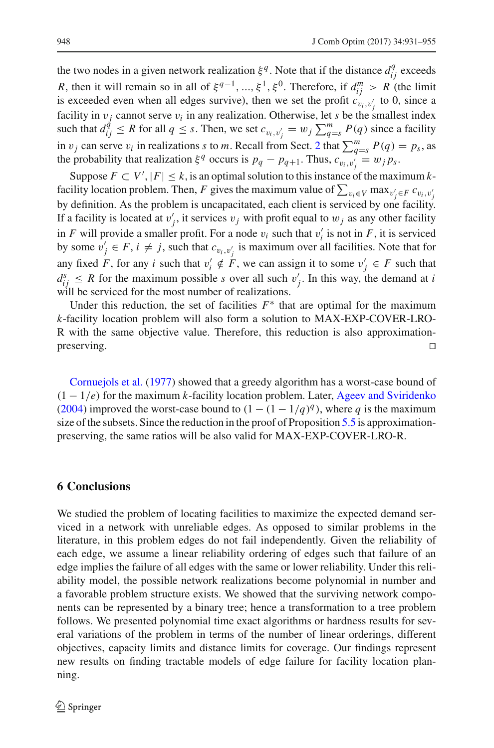the two nodes in a given network realization $\xi^q$. Note that if the distance $d_{ij}^q$ exceeds $R$, then it will remain so in all of $\xi^{q-1}, ..., \xi^1, \xi^0$. Therefore, if $d_{ij}^m > R$ (the limit is exceeded even when all edges survive), then we set the profit $c_{v_i, v_j'}$ to 0, since a facility in $v_j$ cannot serve $v_i$ in any realization. Otherwise, let $s$ be the smallest index such that $d_{ij}^q \leq R$ for all $q \leq s$. Then, we set $c_{v_i, v_j'} = w_j \sum_{q=s}^m P(q)$ since a facility in $v_j$ can serve $v_i$ in realizations $s$ to $m$. Recall from Sect. 2 that $\sum_{q=s}^m P(q) = p_s$, as the probability that realization $\xi^q$ occurs is $p_q - p_{q+1}$. Thus, $c_{v_i, v_j'} = w_j p_s$.

Suppose $F \subset V', |F| \leq k$, is an optimal solution to this instance of the maximum $k$-facility location problem. Then, $F$ gives the maximum value of $\sum_{v_i \in V} \max_{v_j' \in F} c_{v_i, v_j'}$ by definition. As the problem is uncapacitated, each client is serviced by one facility. If a facility is located at $v_j'$, it services $v_j$ with profit equal to $w_j$ as any other facility in $F$ will provide a smaller profit. For a node $v_i$ such that $v_i'$ is not in $F$, it is serviced by some $v_j' \in F, i \neq j$, such that $c_{v_i, v_j'}$ is maximum over all facilities. Note that for any fixed $F$, for any $i$ such that $v_i' \notin F$, we can assign it to some $v_j' \in F$ such that $d_{ij}^s \leq R$ for the maximum possible $s$ over all such $v_j'$. In this way, the demand at $i$ will be serviced for the most number of realizations.

Under this reduction, the set of facilities $F^*$ that are optimal for the maximum $k$-facility location problem will also form a solution to MAX-EXP-COVER-LRO-R with the same objective value. Therefore, this reduction is also approximation-preserving. □

Cornuejols et al. (1977) showed that a greedy algorithm has a worst-case bound of $(1 - 1/e)$ for the maximum $k$-facility location problem. Later, Ageev and Sviridenko (2004) improved the worst-case bound to $(1 - (1 - 1/q)^q)$, where $q$ is the maximum size of the subsets. Since the reduction in the proof of Proposition 5.5 is approximation-preserving, the same ratios will be also valid for MAX-EXP-COVER-LRO-R.

## 6 Conclusions

We studied the problem of locating facilities to maximize the expected demand serviced in a network with unreliable edges. As opposed to similar problems in the literature, in this problem edges do not fail independently. Given the reliability of each edge, we assume a linear reliability ordering of edges such that failure of an edge implies the failure of all edges with the same or lower reliability. Under this reliability model, the possible network realizations become polynomial in number and a favorable problem structure exists. We showed that the surviving network components can be represented by a binary tree; hence a transformation to a tree problem follows. We presented polynomial time exact algorithms or hardness results for several variations of the problem in terms of the number of linear orderings, different objectives, capacity limits and distance limits for coverage. Our findings represent new results on finding tractable models of edge failure for facility location planning.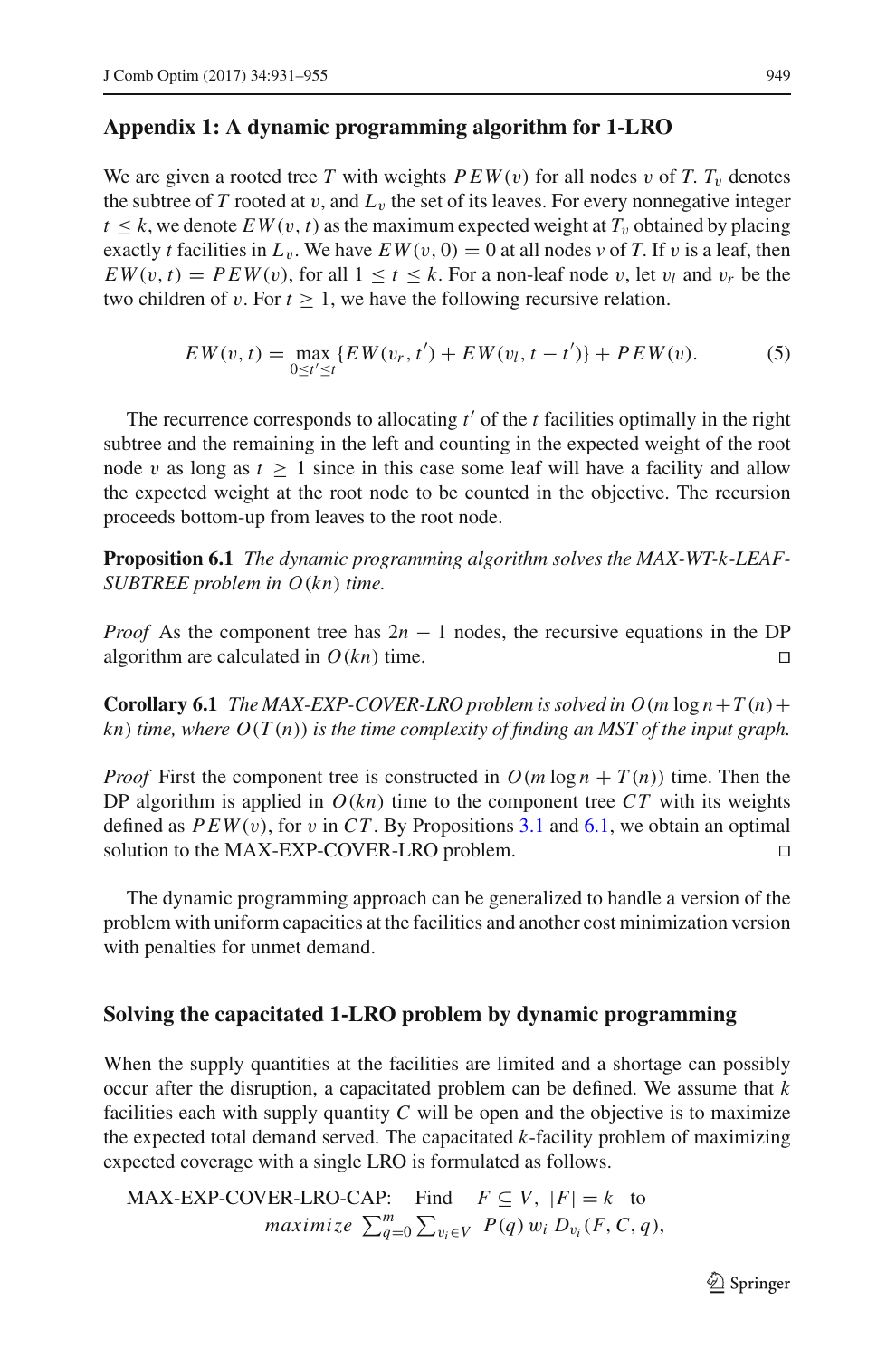## Appendix 1: A dynamic programming algorithm for 1-LRO

We are given a rooted tree $T$ with weights $PEW(v)$ for all nodes $v$ of $T$. $T_v$ denotes the subtree of $T$ rooted at $v$, and $L_v$ the set of its leaves. For every nonnegative integer $t \leq k$, we denote $EW(v, t)$ as the maximum expected weight at $T_v$ obtained by placing exactly $t$ facilities in $L_v$. We have $EW(v, 0) = 0$ at all nodes $v$ of $T$. If $v$ is a leaf, then $EW(v, t) = PEW(v)$, for all $1 \leq t \leq k$. For a non-leaf node $v$, let $v_l$ and $v_r$ be the two children of $v$. For $t \geq 1$, we have the following recursive relation.

$$EW(v, t) = \max_{0 \leq t' \leq t} \{EW(v_r, t') + EW(v_l, t - t')\} + PEW(v). \tag{5}$$

The recurrence corresponds to allocating $t'$ of the $t$ facilities optimally in the right subtree and the remaining in the left and counting in the expected weight of the root node $v$ as long as $t \geq 1$ since in this case some leaf will have a facility and allow the expected weight at the root node to be counted in the objective. The recursion proceeds bottom-up from leaves to the root node.

**Proposition 6.1** *The dynamic programming algorithm solves the MAX-WT-k-LEAF-SUBTREE problem in $O(kn)$ time.*

*Proof* As the component tree has $2n - 1$ nodes, the recursive equations in the DP algorithm are calculated in $O(kn)$ time. □

**Corollary 6.1** *The MAX-EXP-COVER-LRO problem is solved in $O(m \log n + T(n) + kn)$ time, where $O(T(n))$ is the time complexity of finding an MST of the input graph.*

*Proof* First the component tree is constructed in $O(m \log n + T(n))$ time. Then the DP algorithm is applied in $O(kn)$ time to the component tree $CT$ with its weights defined as $PEW(v)$, for $v$ in $CT$. By Propositions 3.1 and 6.1, we obtain an optimal solution to the MAX-EXP-COVER-LRO problem. □

The dynamic programming approach can be generalized to handle a version of the problem with uniform capacities at the facilities and another cost minimization version with penalties for unmet demand.

### Solving the capacitated 1-LRO problem by dynamic programming

When the supply quantities at the facilities are limited and a shortage can possibly occur after the disruption, a capacitated problem can be defined. We assume that $k$ facilities each with supply quantity $C$ will be open and the objective is to maximize the expected total demand served. The capacitated $k$-facility problem of maximizing expected coverage with a single LRO is formulated as follows.

MAX-EXP-COVER-LRO-CAP: Find $F \subseteq V$, $|F| = k$ to

$$maximize \sum_{q=0}^{m} \sum_{v_i \in V} P(q)\, w_i\, D_{v_i}(F, C, q),$$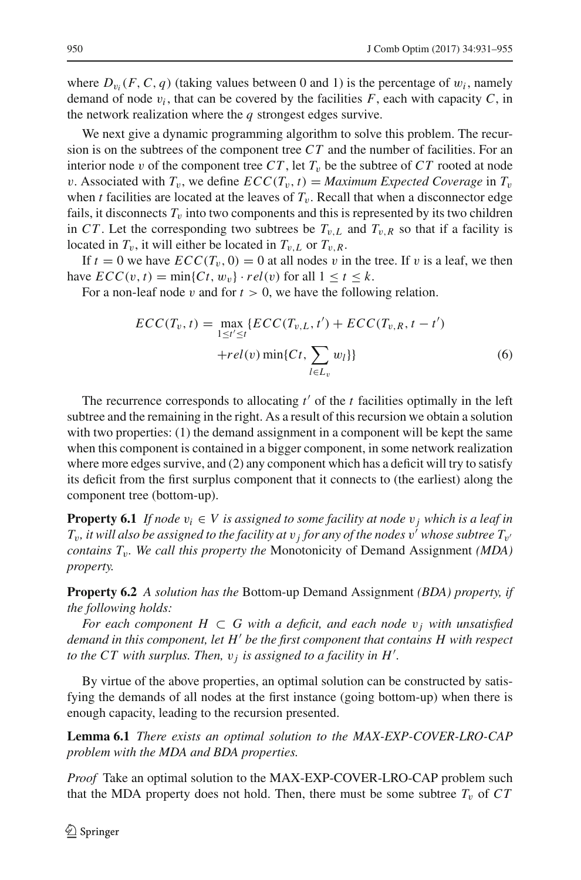where $D_{v_i}(F, C, q)$ (taking values between 0 and 1) is the percentage of $w_i$, namely demand of node $v_i$, that can be covered by the facilities $F$, each with capacity $C$, in the network realization where the $q$ strongest edges survive.

We next give a dynamic programming algorithm to solve this problem. The recursion is on the subtrees of the component tree $CT$ and the number of facilities. For an interior node $v$ of the component tree $CT$, let $T_v$ be the subtree of $CT$ rooted at node $v$. Associated with $T_v$, we define $ECC(T_v, t) =$ *Maximum Expected Coverage* in $T_v$ when $t$ facilities are located at the leaves of $T_v$. Recall that when a disconnector edge fails, it disconnects $T_v$ into two components and this is represented by its two children in $CT$. Let the corresponding two subtrees be $T_{v,L}$ and $T_{v,R}$ so that if a facility is located in $T_v$, it will either be located in $T_{v,L}$ or $T_{v,R}$.

If $t = 0$ we have $ECC(T_v, 0) = 0$ at all nodes $v$ in the tree. If $v$ is a leaf, we then have $ECC(v, t) = \min\{Ct, w_v\} \cdot rel(v)$ for all $1 \leq t \leq k$.

For a non-leaf node $v$ and for $t > 0$, we have the following relation.

$$ECC(T_v, t) = \max_{1 \leq t' \leq t} \{ECC(T_{v,L}, t') + ECC(T_{v,R}, t - t') + rel(v) \min\{Ct, \sum_{l \in L_v} w_l\}\} \tag{6}$$

The recurrence corresponds to allocating $t'$ of the $t$ facilities optimally in the left subtree and the remaining in the right. As a result of this recursion we obtain a solution with two properties: (1) the demand assignment in a component will be kept the same when this component is contained in a bigger component, in some network realization where more edges survive, and (2) any component which has a deficit will try to satisfy its deficit from the first surplus component that it connects to (the earliest) along the component tree (bottom-up).

**Property 6.1** *If node $v_i \in V$ is assigned to some facility at node $v_j$ which is a leaf in $T_v$, it will also be assigned to the facility at $v_j$ for any of the nodes $v'$ whose subtree $T_{v'}$ contains $T_v$. We call this property the* Monotonicity of Demand Assignment *(MDA) property.*

**Property 6.2** *A solution has the* Bottom-up Demand Assignment *(BDA) property, if the following holds:*

*For each component $H \subset G$ with a deficit, and each node $v_j$ with unsatisfied demand in this component, let $H'$ be the first component that contains $H$ with respect to the $CT$ with surplus. Then, $v_j$ is assigned to a facility in $H'$.*

By virtue of the above properties, an optimal solution can be constructed by satisfying the demands of all nodes at the first instance (going bottom-up) when there is enough capacity, leading to the recursion presented.

**Lemma 6.1** *There exists an optimal solution to the MAX-EXP-COVER-LRO-CAP problem with the MDA and BDA properties.*

*Proof* Take an optimal solution to the MAX-EXP-COVER-LRO-CAP problem such that the MDA property does not hold. Then, there must be some subtree $T_v$ of $CT$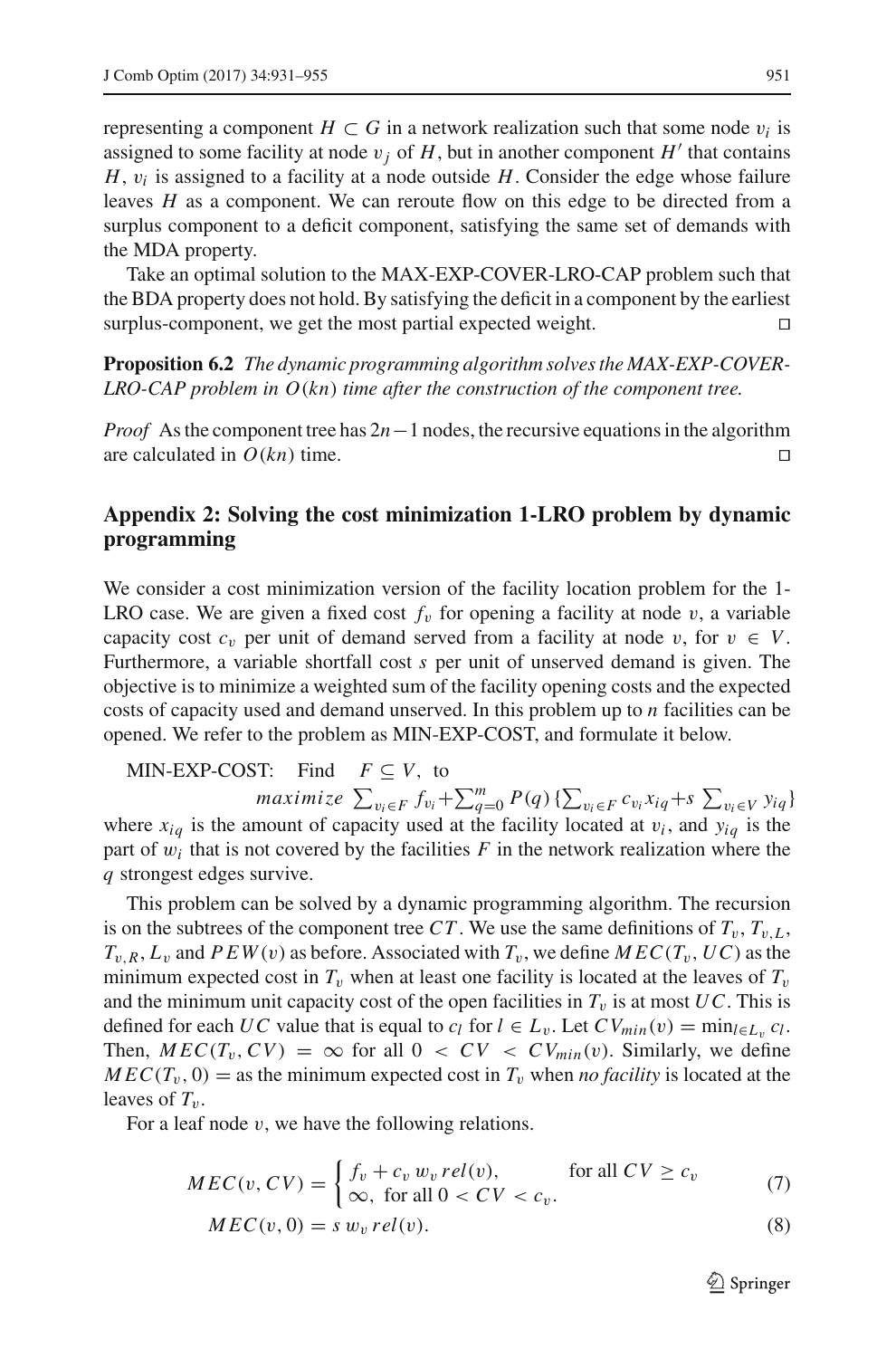representing a component $H \subset G$ in a network realization such that some node $v_i$ is assigned to some facility at node $v_j$ of $H$, but in another component $H'$ that contains $H$, $v_i$ is assigned to a facility at a node outside $H$. Consider the edge whose failure leaves $H$ as a component. We can reroute flow on this edge to be directed from a surplus component to a deficit component, satisfying the same set of demands with the MDA property.

Take an optimal solution to the MAX-EXP-COVER-LRO-CAP problem such that the BDA property does not hold. By satisfying the deficit in a component by the earliest surplus-component, we get the most partial expected weight. □

**Proposition 6.2** *The dynamic programming algorithm solves the MAX-EXP-COVER-LRO-CAP problem in $O(kn)$ time after the construction of the component tree.*

*Proof* As the component tree has $2n-1$ nodes, the recursive equations in the algorithm are calculated in $O(kn)$ time. □

## Appendix 2: Solving the cost minimization 1-LRO problem by dynamic programming

We consider a cost minimization version of the facility location problem for the 1-LRO case. We are given a fixed cost $f_v$ for opening a facility at node $v$, a variable capacity cost $c_v$ per unit of demand served from a facility at node $v$, for $v \in V$. Furthermore, a variable shortfall cost $s$ per unit of unserved demand is given. The objective is to minimize a weighted sum of the facility opening costs and the expected costs of capacity used and demand unserved. In this problem up to $n$ facilities can be opened. We refer to the problem as MIN-EXP-COST, and formulate it below.

MIN-EXP-COST: Find $F \subseteq V$, to

$$maximize \ \sum_{v_i \in F} f_{v_i} + \sum_{q=0}^{m} P(q) \{ \sum_{v_i \in F} c_{v_i} x_{iq} + s \ \sum_{v_i \in V} y_{iq} \}$$

where $x_{iq}$ is the amount of capacity used at the facility located at $v_i$, and $y_{iq}$ is the part of $w_i$ that is not covered by the facilities $F$ in the network realization where the $q$ strongest edges survive.

This problem can be solved by a dynamic programming algorithm. The recursion is on the subtrees of the component tree $CT$. We use the same definitions of $T_v$, $T_{v,L}$, $T_{v,R}$, $L_v$ and $PEW(v)$ as before. Associated with $T_v$, we define $MEC(T_v, UC)$ as the minimum expected cost in $T_v$ when at least one facility is located at the leaves of $T_v$ and the minimum unit capacity cost of the open facilities in $T_v$ is at most $UC$. This is defined for each $UC$ value that is equal to $c_l$ for $l \in L_v$. Let $CV_{min}(v) = \min_{l \in L_v} c_l$. Then, $MEC(T_v, CV) = \infty$ for all $0 < CV < CV_{min}(v)$. Similarly, we define $MEC(T_v, 0) =$ as the minimum expected cost in $T_v$ when *no facility* is located at the leaves of $T_v$.

For a leaf node $v$, we have the following relations.

$$MEC(v, CV) = \begin{cases} f_v + c_v \, w_v \, rel(v), & \text{for all } CV \geq c_v \\ \infty, \ \text{for all } 0 < CV < c_v. \end{cases} \tag{7}$$

$$MEC(v, 0) = s \, w_v \, rel(v). \tag{8}$$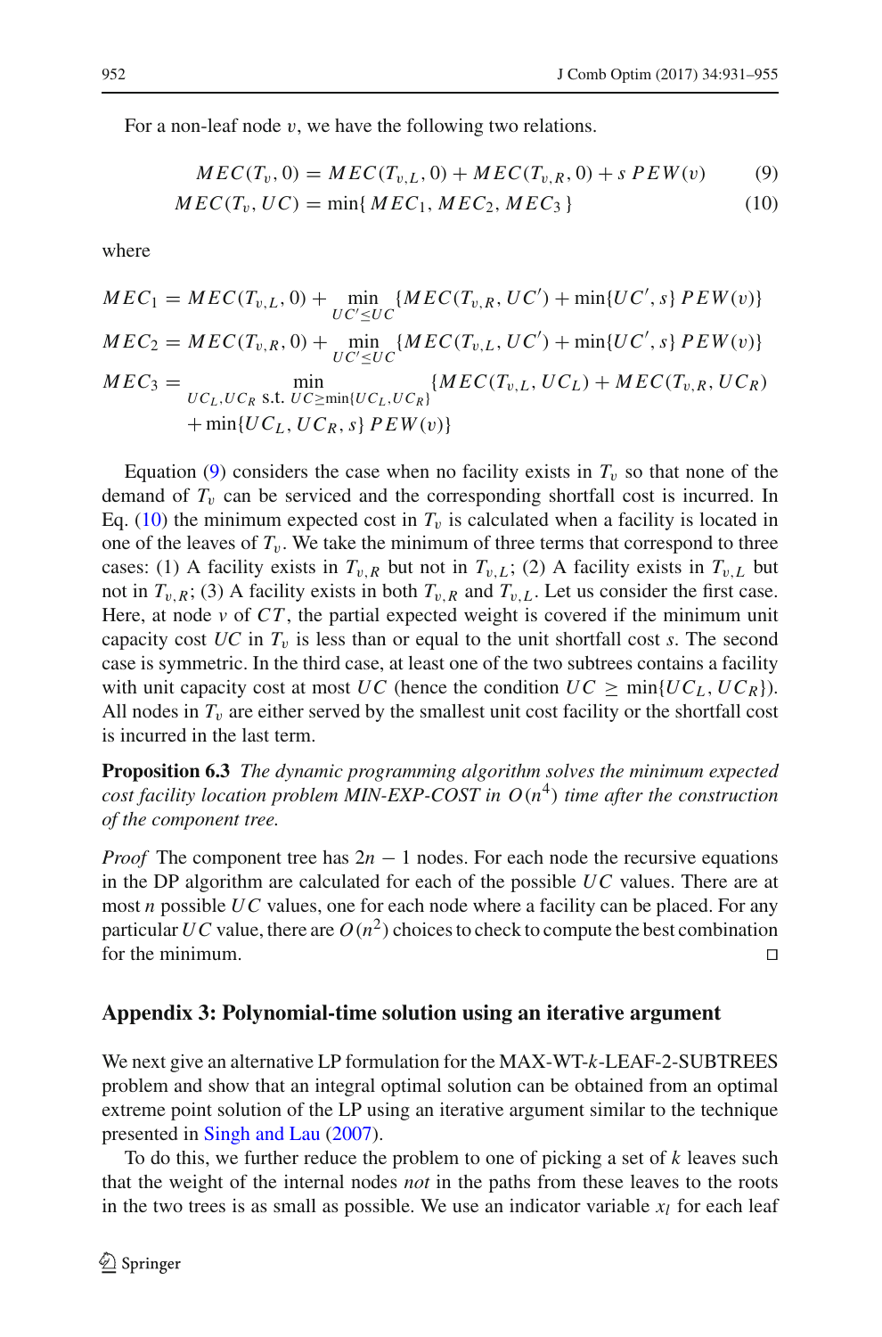For a non-leaf node $v$, we have the following two relations.

$$MEC(T_v, 0) = MEC(T_{v,L}, 0) + MEC(T_{v,R}, 0) + s\ PEW(v) \tag{9}$$

$$MEC(T_v, UC) = \min\{MEC_1, MEC_2, MEC_3\} \tag{10}$$

where

$$MEC_1 = MEC(T_{v,L}, 0) + \min_{UC' \leq UC}\{MEC(T_{v,R}, UC') + \min\{UC', s\}\ PEW(v)\}$$

$$MEC_2 = MEC(T_{v,R}, 0) + \min_{UC' \leq UC}\{MEC(T_{v,L}, UC') + \min\{UC', s\}\ PEW(v)\}$$

$$MEC_3 = \min_{UC_L, UC_R \text{ s.t. } UC \geq \min\{UC_L, UC_R\}}\{MEC(T_{v,L}, UC_L) + MEC(T_{v,R}, UC_R) + \min\{UC_L, UC_R, s\}\ PEW(v)\}$$

Equation (9) considers the case when no facility exists in $T_v$ so that none of the demand of $T_v$ can be serviced and the corresponding shortfall cost is incurred. In Eq. (10) the minimum expected cost in $T_v$ is calculated when a facility is located in one of the leaves of $T_v$. We take the minimum of three terms that correspond to three cases: (1) A facility exists in $T_{v,R}$ but not in $T_{v,L}$; (2) A facility exists in $T_{v,L}$ but not in $T_{v,R}$; (3) A facility exists in both $T_{v,R}$ and $T_{v,L}$. Let us consider the first case. Here, at node $v$ of $CT$, the partial expected weight is covered if the minimum unit capacity cost $UC$ in $T_v$ is less than or equal to the unit shortfall cost $s$. The second case is symmetric. In the third case, at least one of the two subtrees contains a facility with unit capacity cost at most $UC$ (hence the condition $UC \geq \min\{UC_L, UC_R\}$). All nodes in $T_v$ are either served by the smallest unit cost facility or the shortfall cost is incurred in the last term.

**Proposition 6.3** *The dynamic programming algorithm solves the minimum expected cost facility location problem MIN-EXP-COST in $O(n^4)$ time after the construction of the component tree.*

*Proof* The component tree has $2n - 1$ nodes. For each node the recursive equations in the DP algorithm are calculated for each of the possible $UC$ values. There are at most $n$ possible $UC$ values, one for each node where a facility can be placed. For any particular $UC$ value, there are $O(n^2)$ choices to check to compute the best combination for the minimum. □

## Appendix 3: Polynomial-time solution using an iterative argument

We next give an alternative LP formulation for the MAX-WT-$k$-LEAF-2-SUBTREES problem and show that an integral optimal solution can be obtained from an optimal extreme point solution of the LP using an iterative argument similar to the technique presented in Singh and Lau (2007).

To do this, we further reduce the problem to one of picking a set of $k$ leaves such that the weight of the internal nodes *not* in the paths from these leaves to the roots in the two trees is as small as possible. We use an indicator variable $x_l$ for each leaf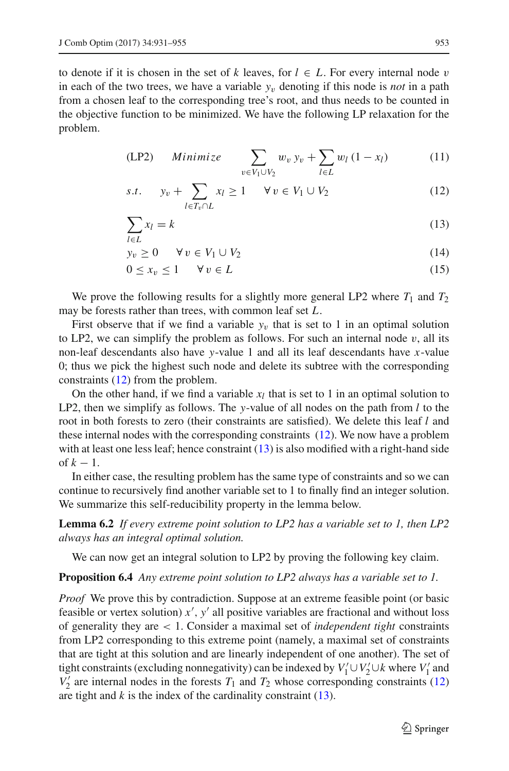to denote if it is chosen in the set of $k$ leaves, for $l \in L$. For every internal node $v$ in each of the two trees, we have a variable $y_v$ denoting if this node is *not* in a path from a chosen leaf to the corresponding tree's root, and thus needs to be counted in the objective function to be minimized. We have the following LP relaxation for the problem.

$$\text{(LP2)} \quad \textit{Minimize} \quad \sum_{v \in V_1 \cup V_2} w_v \, y_v + \sum_{l \in L} w_l \, (1 - x_l) \tag{11}$$

$$s.t. \quad y_v + \sum_{l \in T_v \cap L} x_l \geq 1 \quad \forall \, v \in V_1 \cup V_2 \tag{12}$$

$$\sum_{l \in L} x_l = k \tag{13}$$

$$y_v \geq 0 \quad \forall \, v \in V_1 \cup V_2 \tag{14}$$

$$0 \leq x_v \leq 1 \quad \forall \, v \in L \tag{15}$$

We prove the following results for a slightly more general LP2 where $T_1$ and $T_2$ may be forests rather than trees, with common leaf set $L$.

First observe that if we find a variable $y_v$ that is set to 1 in an optimal solution to LP2, we can simplify the problem as follows. For such an internal node $v$, all its non-leaf descendants also have $y$-value 1 and all its leaf descendants have $x$-value 0; thus we pick the highest such node and delete its subtree with the corresponding constraints (12) from the problem.

On the other hand, if we find a variable $x_l$ that is set to 1 in an optimal solution to LP2, then we simplify as follows. The $y$-value of all nodes on the path from $l$ to the root in both forests to zero (their constraints are satisfied). We delete this leaf $l$ and these internal nodes with the corresponding constraints (12). We now have a problem with at least one less leaf; hence constraint (13) is also modified with a right-hand side of $k - 1$.

In either case, the resulting problem has the same type of constraints and so we can continue to recursively find another variable set to 1 to finally find an integer solution. We summarize this self-reducibility property in the lemma below.

**Lemma 6.2** *If every extreme point solution to LP2 has a variable set to 1, then LP2 always has an integral optimal solution.*

We can now get an integral solution to LP2 by proving the following key claim.

**Proposition 6.4** *Any extreme point solution to LP2 always has a variable set to 1.*

*Proof* We prove this by contradiction. Suppose at an extreme feasible point (or basic feasible or vertex solution) $x'$, $y'$ all positive variables are fractional and without loss of generality they are $< 1$. Consider a maximal set of *independent tight* constraints from LP2 corresponding to this extreme point (namely, a maximal set of constraints that are tight at this solution and are linearly independent of one another). The set of tight constraints (excluding nonnegativity) can be indexed by $V_1' \cup V_2' \cup k$ where $V_1'$ and $V_2'$ are internal nodes in the forests $T_1$ and $T_2$ whose corresponding constraints (12) are tight and $k$ is the index of the cardinality constraint (13).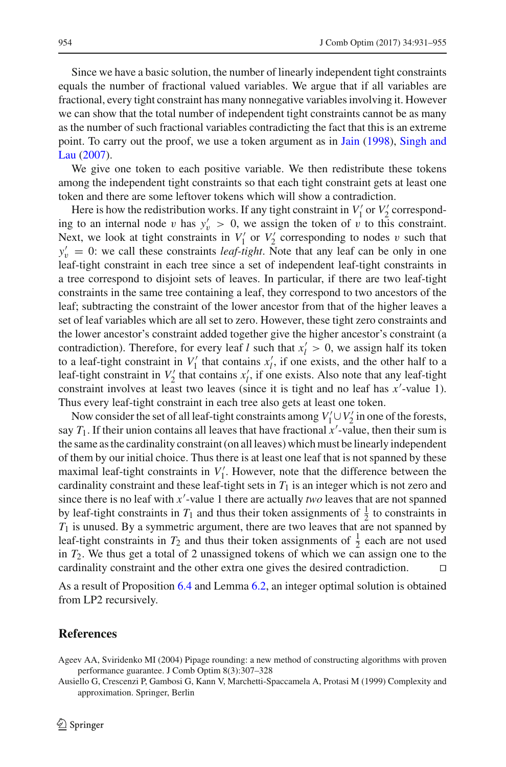Since we have a basic solution, the number of linearly independent tight constraints equals the number of fractional valued variables. We argue that if all variables are fractional, every tight constraint has many nonnegative variables involving it. However we can show that the total number of independent tight constraints cannot be as many as the number of such fractional variables contradicting the fact that this is an extreme point. To carry out the proof, we use a token argument as in Jain (1998), Singh and Lau (2007).

We give one token to each positive variable. We then redistribute these tokens among the independent tight constraints so that each tight constraint gets at least one token and there are some leftover tokens which will show a contradiction.

Here is how the redistribution works. If any tight constraint in $V_1'$ or $V_2'$ corresponding to an internal node $v$ has $y_v' > 0$, we assign the token of $v$ to this constraint. Next, we look at tight constraints in $V_1'$ or $V_2'$ corresponding to nodes $v$ such that $y_v' = 0$: we call these constraints *leaf-tight*. Note that any leaf can be only in one leaf-tight constraint in each tree since a set of independent leaf-tight constraints in a tree correspond to disjoint sets of leaves. In particular, if there are two leaf-tight constraints in the same tree containing a leaf, they correspond to two ancestors of the leaf; subtracting the constraint of the lower ancestor from that of the higher leaves a set of leaf variables which are all set to zero. However, these tight zero constraints and the lower ancestor's constraint added together give the higher ancestor's constraint (a contradiction). Therefore, for every leaf $l$ such that $x_l' > 0$, we assign half its token to a leaf-tight constraint in $V_1'$ that contains $x_l'$, if one exists, and the other half to a leaf-tight constraint in $V_2'$ that contains $x_l'$, if one exists. Also note that any leaf-tight constraint involves at least two leaves (since it is tight and no leaf has $x'$-value 1). Thus every leaf-tight constraint in each tree also gets at least one token.

Now consider the set of all leaf-tight constraints among $V_1' \cup V_2'$ in one of the forests, say $T_1$. If their union contains all leaves that have fractional $x'$-value, then their sum is the same as the cardinality constraint (on all leaves) which must be linearly independent of them by our initial choice. Thus there is at least one leaf that is not spanned by these maximal leaf-tight constraints in $V_1'$. However, note that the difference between the cardinality constraint and these leaf-tight sets in $T_1$ is an integer which is not zero and since there is no leaf with $x'$-value 1 there are actually *two* leaves that are not spanned by leaf-tight constraints in $T_1$ and thus their token assignments of $\frac{1}{2}$ to constraints in $T_1$ is unused. By a symmetric argument, there are two leaves that are not spanned by leaf-tight constraints in $T_2$ and thus their token assignments of $\frac{1}{2}$ each are not used in $T_2$. We thus get a total of 2 unassigned tokens of which we can assign one to the cardinality constraint and the other extra one gives the desired contradiction. □

As a result of Proposition 6.4 and Lemma 6.2, an integer optimal solution is obtained from LP2 recursively.

## References

Ageev AA, Sviridenko MI (2004) Pipage rounding: a new method of constructing algorithms with proven performance guarantee. J Comb Optim 8(3):307–328

Ausiello G, Crescenzi P, Gambosi G, Kann V, Marchetti-Spaccamela A, Protasi M (1999) Complexity and approximation. Springer, Berlin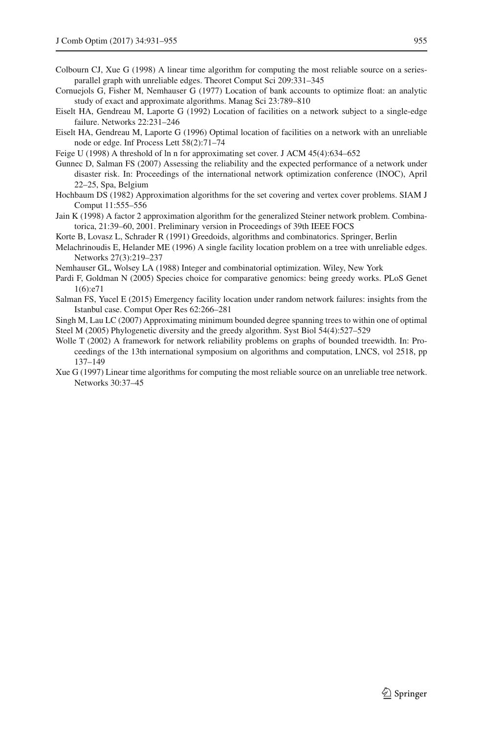Colbourn CJ, Xue G (1998) A linear time algorithm for computing the most reliable source on a series-parallel graph with unreliable edges. Theoret Comput Sci 209:331–345

Cornuejols G, Fisher M, Nemhauser G (1977) Location of bank accounts to optimize float: an analytic study of exact and approximate algorithms. Manag Sci 23:789–810

Eiselt HA, Gendreau M, Laporte G (1992) Location of facilities on a network subject to a single-edge failure. Networks 22:231–246

Eiselt HA, Gendreau M, Laporte G (1996) Optimal location of facilities on a network with an unreliable node or edge. Inf Process Lett 58(2):71–74

Feige U (1998) A threshold of ln n for approximating set cover. J ACM 45(4):634–652

Gunnec D, Salman FS (2007) Assessing the reliability and the expected performance of a network under disaster risk. In: Proceedings of the international network optimization conference (INOC), April 22–25, Spa, Belgium

Hochbaum DS (1982) Approximation algorithms for the set covering and vertex cover problems. SIAM J Comput 11:555–556

Jain K (1998) A factor 2 approximation algorithm for the generalized Steiner network problem. Combinatorica, 21:39–60, 2001. Preliminary version in Proceedings of 39th IEEE FOCS

Korte B, Lovasz L, Schrader R (1991) Greedoids, algorithms and combinatorics. Springer, Berlin

Melachrinoudis E, Helander ME (1996) A single facility location problem on a tree with unreliable edges. Networks 27(3):219–237

Nemhauser GL, Wolsey LA (1988) Integer and combinatorial optimization. Wiley, New York

Pardi F, Goldman N (2005) Species choice for comparative genomics: being greedy works. PLoS Genet 1(6):e71

Salman FS, Yucel E (2015) Emergency facility location under random network failures: insights from the Istanbul case. Comput Oper Res 62:266–281

Singh M, Lau LC (2007) Approximating minimum bounded degree spanning trees to within one of optimal

Steel M (2005) Phylogenetic diversity and the greedy algorithm. Syst Biol 54(4):527–529

Wolle T (2002) A framework for network reliability problems on graphs of bounded treewidth. In: Proceedings of the 13th international symposium on algorithms and computation, LNCS, vol 2518, pp 137–149

Xue G (1997) Linear time algorithms for computing the most reliable source on an unreliable tree network. Networks 30:37–45